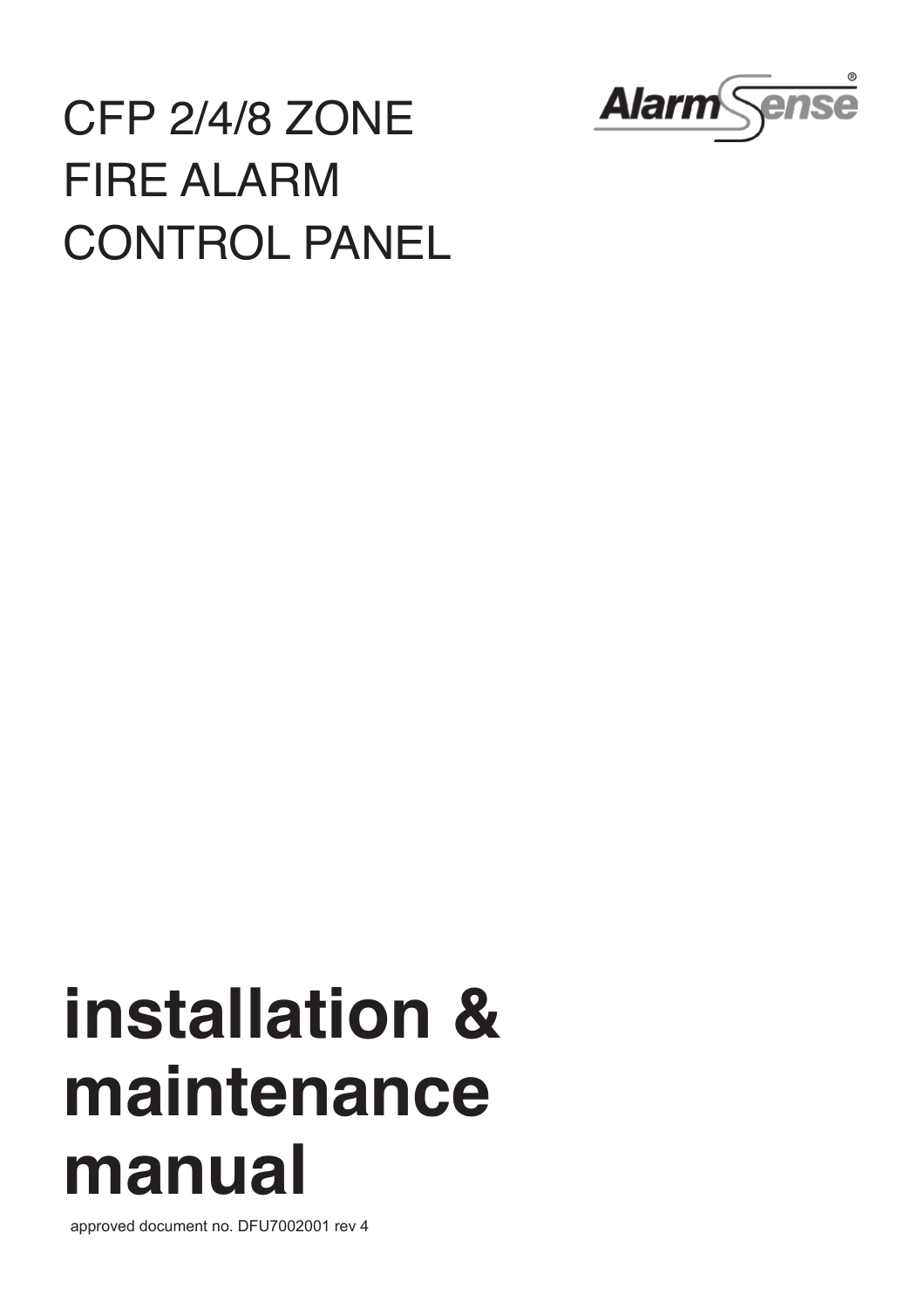# CFP 2/4/8 ZONE FIRE ALARM CONTROL PANEL

AlarmSense®

# installation & maintenance manual

approved document no. DFU7002001 rev 4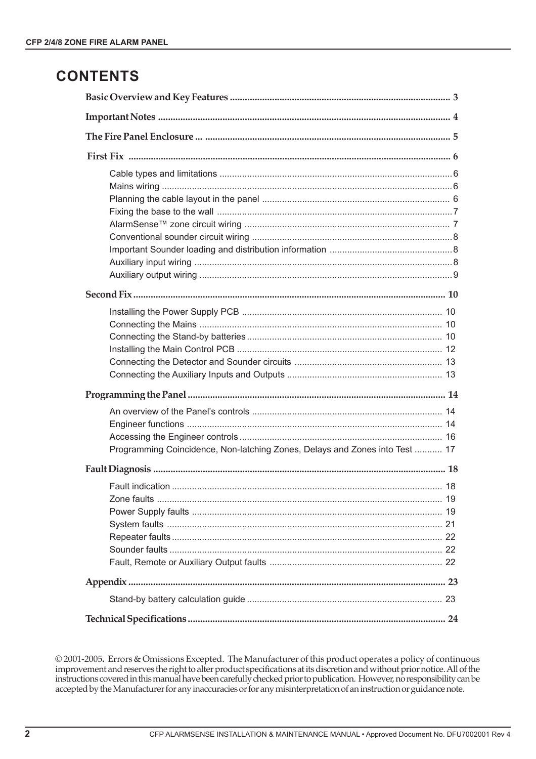# CONTENTS

**Basic Overview and Key Features** ........................................................................................ 3

**Important Notes** ..................................................................................................................... 4

**The Fire Panel Enclosure** ... .................................................................................................. 5

**First Fix** ................................................................................................................................ 6

- Cable types and limitations ............................................................................................ 6
- Mains wiring .................................................................................................................... 6
- Planning the cable layout in the panel ........................................................................... 6
- Fixing the base to the wall ............................................................................................. 7
- AlarmSense™ zone circuit wiring .................................................................................. 7
- Conventional sounder circuit wiring ................................................................................ 8
- Important Sounder loading and distribution information ................................................. 8
- Auxiliary input wiring ....................................................................................................... 8
- Auxiliary output wiring ..................................................................................................... 9

**Second Fix** ............................................................................................................................ 10

- Installing the Power Supply PCB ................................................................................. 10
- Connecting the Mains .................................................................................................. 10
- Connecting the Stand-by batteries ............................................................................... 10
- Installing the Main Control PCB ................................................................................... 12
- Connecting the Detector and Sounder circuits ............................................................. 13
- Connecting the Auxiliary Inputs and Outputs ............................................................... 13

**Programming the Panel** ....................................................................................................... 14

- An overview of the Panel's controls ............................................................................. 14
- Engineer functions ....................................................................................................... 14
- Accessing the Engineer controls .................................................................................. 16
- Programming Coincidence, Non-latching Zones, Delays and Zones into Test ........... 17

**Fault Diagnosis** .................................................................................................................... 18

- Fault indication ............................................................................................................ 18
- Zone faults .................................................................................................................. 19
- Power Supply faults .................................................................................................... 19
- System faults .............................................................................................................. 21
- Repeater faults ............................................................................................................ 22
- Sounder faults ............................................................................................................. 22
- Fault, Remote or Auxiliary Output faults ..................................................................... 22

**Appendix** .............................................................................................................................. 23

- Stand-by battery calculation guide .............................................................................. 23

**Technical Specifications** ....................................................................................................... 24

© 2001-2005. Errors & Omissions Excepted. The Manufacturer of this product operates a policy of continuous improvement and reserves the right to alter product specifications at its discretion and without prior notice. All of the instructions covered in this manual have been carefully checked prior to publication. However, no responsibility can be accepted by the Manufacturer for any inaccuracies or for any misinterpretation of an instruction or guidance note.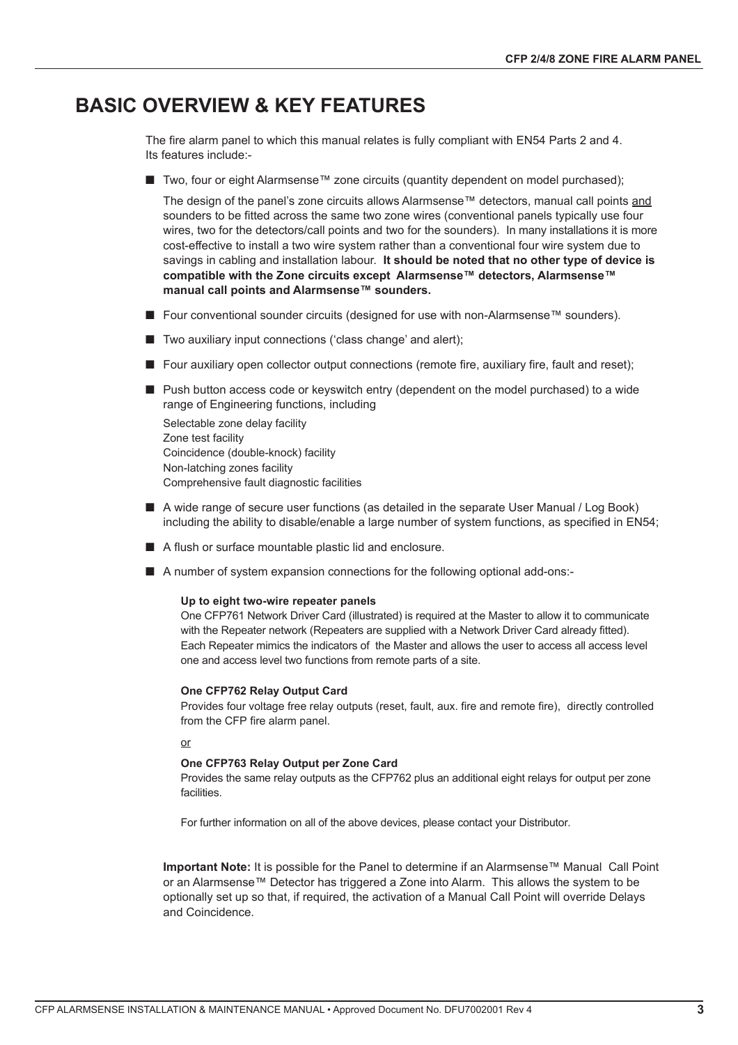# BASIC OVERVIEW & KEY FEATURES

The fire alarm panel to which this manual relates is fully compliant with EN54 Parts 2 and 4. Its features include:-

- Two, four or eight Alarmsense™ zone circuits (quantity dependent on model purchased);

  The design of the panel's zone circuits allows Alarmsense™ detectors, manual call points and sounders to be fitted across the same two zone wires (conventional panels typically use four wires, two for the detectors/call points and two for the sounders). In many installations it is more cost-effective to install a two wire system rather than a conventional four wire system due to savings in cabling and installation labour. **It should be noted that no other type of device is compatible with the Zone circuits except Alarmsense™ detectors, Alarmsense™ manual call points and Alarmsense™ sounders.**

- Four conventional sounder circuits (designed for use with non-Alarmsense™ sounders).
- Two auxiliary input connections ('class change' and alert);
- Four auxiliary open collector output connections (remote fire, auxiliary fire, fault and reset);
- Push button access code or keyswitch entry (dependent on the model purchased) to a wide range of Engineering functions, including

  Selectable zone delay facility
  Zone test facility
  Coincidence (double-knock) facility
  Non-latching zones facility
  Comprehensive fault diagnostic facilities

- A wide range of secure user functions (as detailed in the separate User Manual / Log Book) including the ability to disable/enable a large number of system functions, as specified in EN54;
- A flush or surface mountable plastic lid and enclosure.
- A number of system expansion connections for the following optional add-ons:-

  **Up to eight two-wire repeater panels**
  One CFP761 Network Driver Card (illustrated) is required at the Master to allow it to communicate with the Repeater network (Repeaters are supplied with a Network Driver Card already fitted). Each Repeater mimics the indicators of the Master and allows the user to access all access level one and access level two functions from remote parts of a site.

  **One CFP762 Relay Output Card**
  Provides four voltage free relay outputs (reset, fault, aux. fire and remote fire), directly controlled from the CFP fire alarm panel.

  or

  **One CFP763 Relay Output per Zone Card**
  Provides the same relay outputs as the CFP762 plus an additional eight relays for output per zone facilities.

  For further information on all of the above devices, please contact your Distributor.

**Important Note:** It is possible for the Panel to determine if an Alarmsense™ Manual Call Point or an Alarmsense™ Detector has triggered a Zone into Alarm. This allows the system to be optionally set up so that, if required, the activation of a Manual Call Point will override Delays and Coincidence.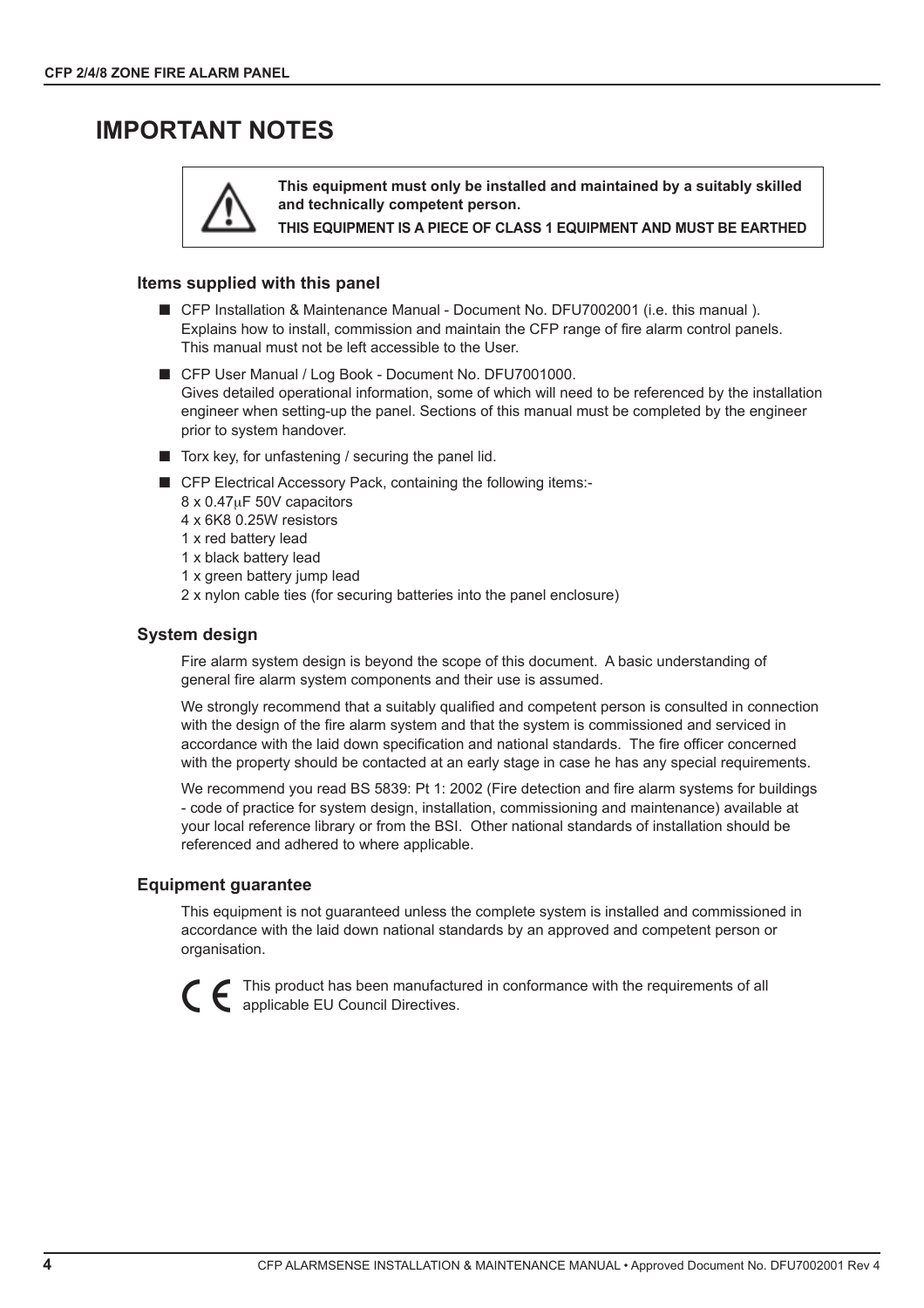# IMPORTANT NOTES

> **This equipment must only be installed and maintained by a suitably skilled and technically competent person.**
>
> **THIS EQUIPMENT IS A PIECE OF CLASS 1 EQUIPMENT AND MUST BE EARTHED**

### Items supplied with this panel

- CFP Installation & Maintenance Manual - Document No. DFU7002001 (i.e. this manual ). Explains how to install, commission and maintain the CFP range of fire alarm control panels. This manual must not be left accessible to the User.
- CFP User Manual / Log Book - Document No. DFU7001000. Gives detailed operational information, some of which will need to be referenced by the installation engineer when setting-up the panel. Sections of this manual must be completed by the engineer prior to system handover.
- Torx key, for unfastening / securing the panel lid.
- CFP Electrical Accessory Pack, containing the following items:-
  8 x 0.47μF 50V capacitors
  4 x 6K8 0.25W resistors
  1 x red battery lead
  1 x black battery lead
  1 x green battery jump lead
  2 x nylon cable ties (for securing batteries into the panel enclosure)

### System design

Fire alarm system design is beyond the scope of this document. A basic understanding of general fire alarm system components and their use is assumed.

We strongly recommend that a suitably qualified and competent person is consulted in connection with the design of the fire alarm system and that the system is commissioned and serviced in accordance with the laid down specification and national standards. The fire officer concerned with the property should be contacted at an early stage in case he has any special requirements.

We recommend you read BS 5839: Pt 1: 2002 (Fire detection and fire alarm systems for buildings - code of practice for system design, installation, commissioning and maintenance) available at your local reference library or from the BSI. Other national standards of installation should be referenced and adhered to where applicable.

### Equipment guarantee

This equipment is not guaranteed unless the complete system is installed and commissioned in accordance with the laid down national standards by an approved and competent person or organisation.

CE This product has been manufactured in conformance with the requirements of all applicable EU Council Directives.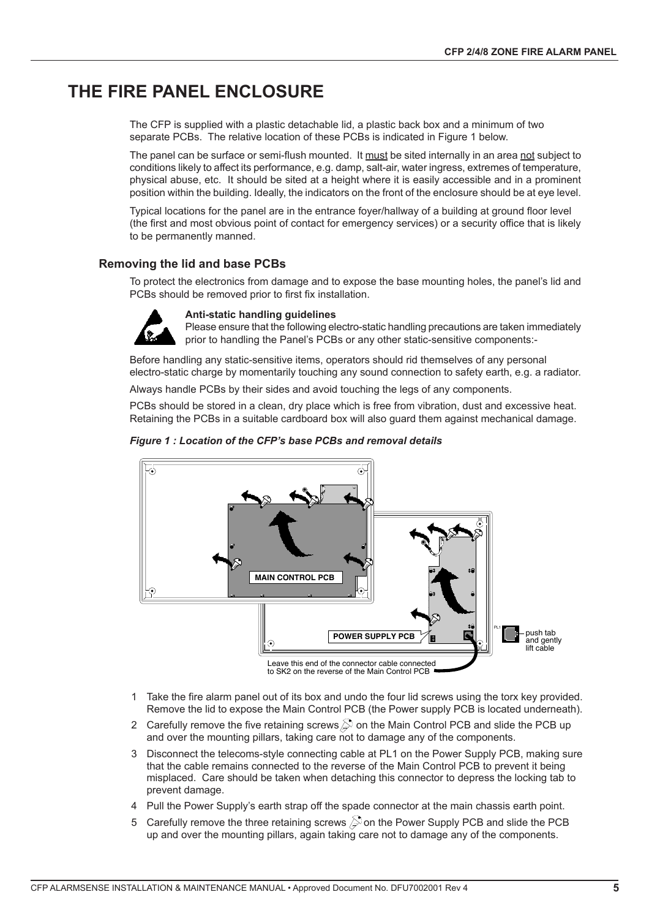# THE FIRE PANEL ENCLOSURE

The CFP is supplied with a plastic detachable lid, a plastic back box and a minimum of two separate PCBs. The relative location of these PCBs is indicated in Figure 1 below.

The panel can be surface or semi-flush mounted. It must be sited internally in an area not subject to conditions likely to affect its performance, e.g. damp, salt-air, water ingress, extremes of temperature, physical abuse, etc. It should be sited at a height where it is easily accessible and in a prominent position within the building. Ideally, the indicators on the front of the enclosure should be at eye level.

Typical locations for the panel are in the entrance foyer/hallway of a building at ground floor level (the first and most obvious point of contact for emergency services) or a security office that is likely to be permanently manned.

## Removing the lid and base PCBs

To protect the electronics from damage and to expose the base mounting holes, the panel's lid and PCBs should be removed prior to first fix installation.

**Anti-static handling guidelines**
Please ensure that the following electro-static handling precautions are taken immediately prior to handling the Panel's PCBs or any other static-sensitive components:-

Before handling any static-sensitive items, operators should rid themselves of any personal electro-static charge by momentarily touching any sound connection to safety earth, e.g. a radiator.

Always handle PCBs by their sides and avoid touching the legs of any components.

PCBs should be stored in a clean, dry place which is free from vibration, dust and excessive heat. Retaining the PCBs in a suitable cardboard box will also guard them against mechanical damage.

***Figure 1 : Location of the CFP's base PCBs and removal details***

MAIN CONTROL PCB

POWER SUPPLY PCB

PL1 — push tab and gently lift cable

Leave this end of the connector cable connected to SK2 on the reverse of the Main Control PCB

1. Take the fire alarm panel out of its box and undo the four lid screws using the torx key provided. Remove the lid to expose the Main Control PCB (the Power supply PCB is located underneath).
2. Carefully remove the five retaining screws on the Main Control PCB and slide the PCB up and over the mounting pillars, taking care not to damage any of the components.
3. Disconnect the telecoms-style connecting cable at PL1 on the Power Supply PCB, making sure that the cable remains connected to the reverse of the Main Control PCB to prevent it being misplaced. Care should be taken when detaching this connector to depress the locking tab to prevent damage.
4. Pull the Power Supply's earth strap off the spade connector at the main chassis earth point.
5. Carefully remove the three retaining screws on the Power Supply PCB and slide the PCB up and over the mounting pillars, again taking care not to damage any of the components.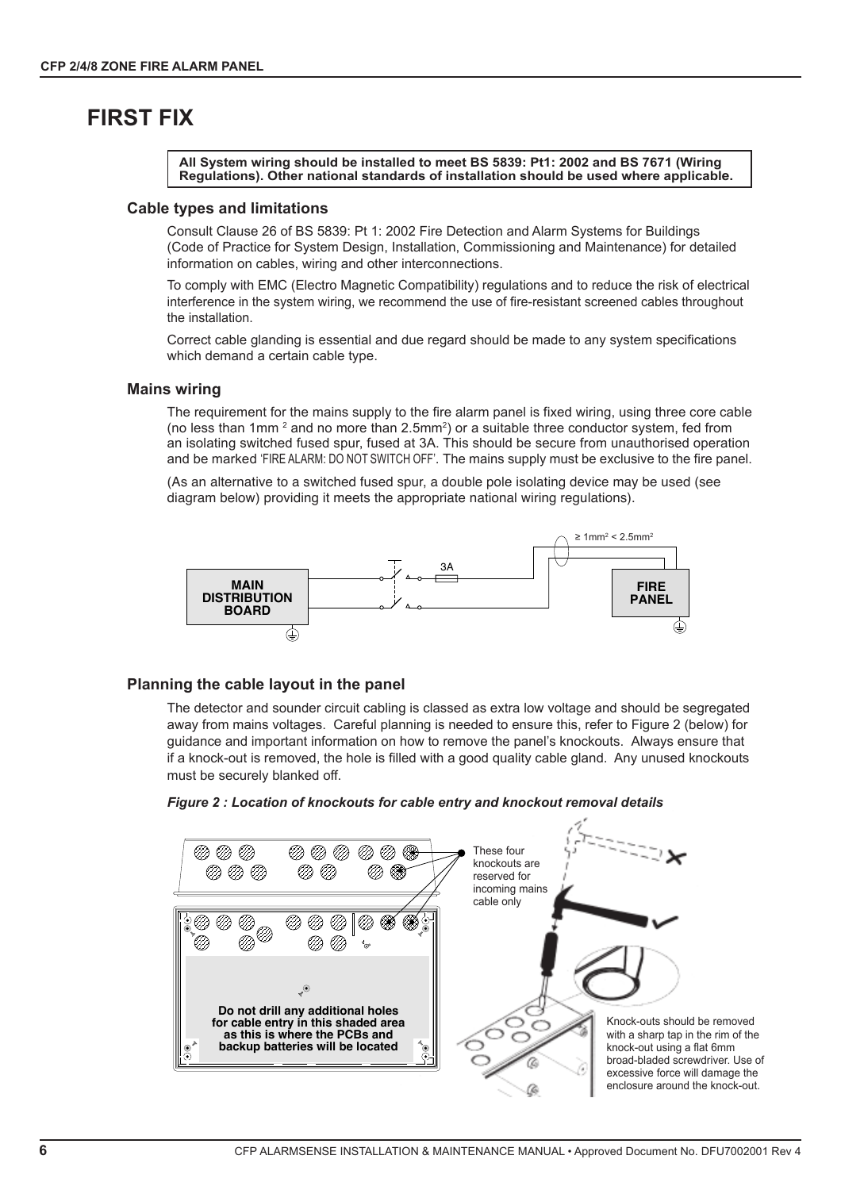# FIRST FIX

**All System wiring should be installed to meet BS 5839: Pt1: 2002 and BS 7671 (Wiring Regulations). Other national standards of installation should be used where applicable.**

### Cable types and limitations

Consult Clause 26 of BS 5839: Pt 1: 2002 Fire Detection and Alarm Systems for Buildings (Code of Practice for System Design, Installation, Commissioning and Maintenance) for detailed information on cables, wiring and other interconnections.

To comply with EMC (Electro Magnetic Compatibility) regulations and to reduce the risk of electrical interference in the system wiring, we recommend the use of fire-resistant screened cables throughout the installation.

Correct cable glanding is essential and due regard should be made to any system specifications which demand a certain cable type.

### Mains wiring

The requirement for the mains supply to the fire alarm panel is fixed wiring, using three core cable (no less than 1mm $^2$ and no more than 2.5mm$^2$) or a suitable three conductor system, fed from an isolating switched fused spur, fused at 3A. This should be secure from unauthorised operation and be marked 'FIRE ALARM: DO NOT SWITCH OFF'. The mains supply must be exclusive to the fire panel.

(As an alternative to a switched fused spur, a double pole isolating device may be used (see diagram below) providing it meets the appropriate national wiring regulations).

MAIN DISTRIBUTION BOARD — 3A — ≥ 1mm$^2$ < 2.5mm$^2$ — FIRE PANEL

### Planning the cable layout in the panel

The detector and sounder circuit cabling is classed as extra low voltage and should be segregated away from mains voltages. Careful planning is needed to ensure this, refer to Figure 2 (below) for guidance and important information on how to remove the panel's knockouts. Always ensure that if a knock-out is removed, the hole is filled with a good quality cable gland. Any unused knockouts must be securely blanked off.

***Figure 2 : Location of knockouts for cable entry and knockout removal details***

These four knockouts are reserved for incoming mains cable only

**Do not drill any additional holes for cable entry in this shaded area as this is where the PCBs and backup batteries will be located**

Knock-outs should be removed with a sharp tap in the rim of the knock-out using a flat 6mm broad-bladed screwdriver. Use of excessive force will damage the enclosure around the knock-out.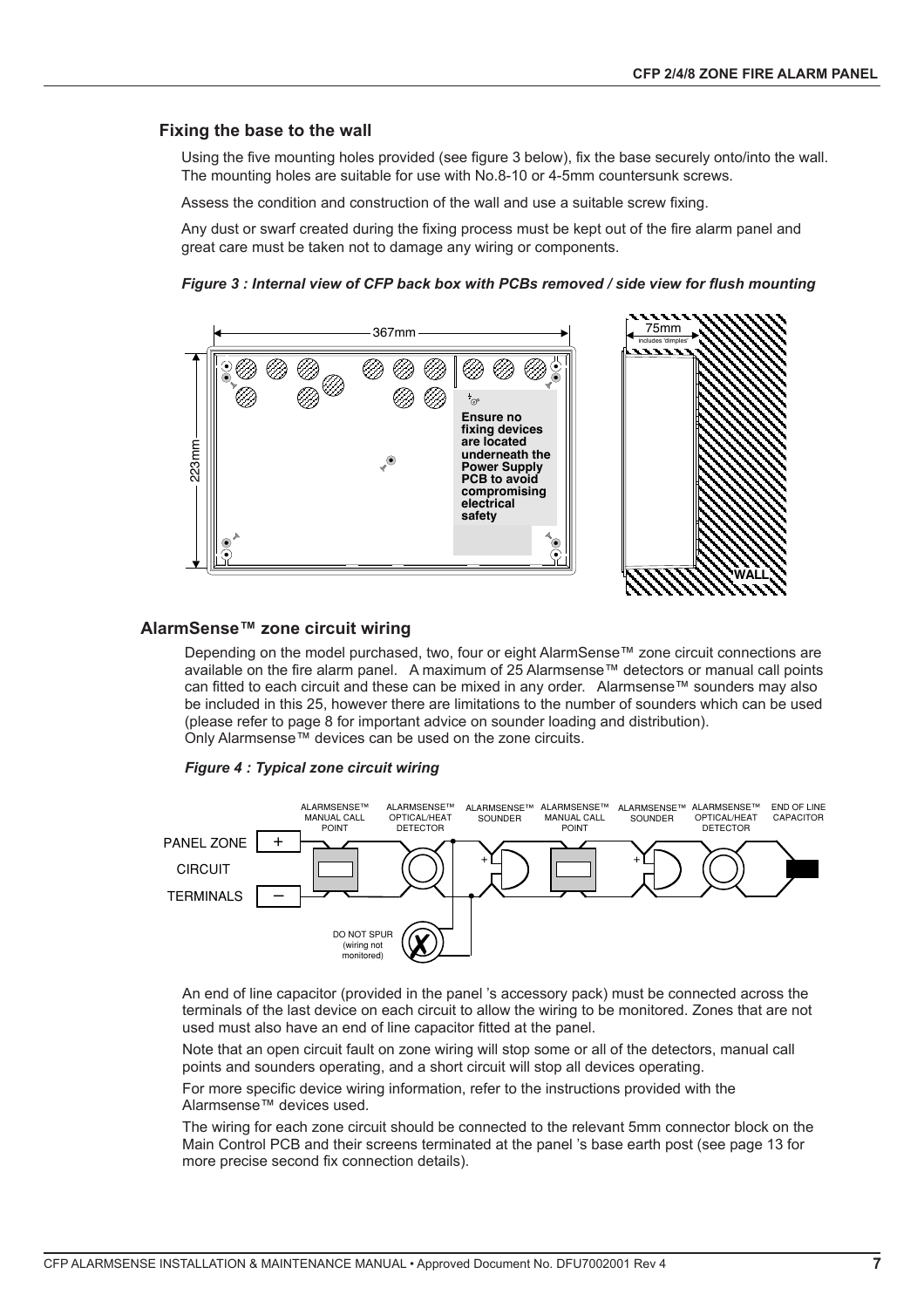## Fixing the base to the wall

Using the five mounting holes provided (see figure 3 below), fix the base securely onto/into the wall. The mounting holes are suitable for use with No.8-10 or 4-5mm countersunk screws.

Assess the condition and construction of the wall and use a suitable screw fixing.

Any dust or swarf created during the fixing process must be kept out of the fire alarm panel and great care must be taken not to damage any wiring or components.

*Figure 3 : Internal view of CFP back box with PCBs removed / side view for flush mounting*

## AlarmSense™ zone circuit wiring

Depending on the model purchased, two, four or eight AlarmSense™ zone circuit connections are available on the fire alarm panel. A maximum of 25 Alarmsense™ detectors or manual call points can fitted to each circuit and these can be mixed in any order. Alarmsense™ sounders may also be included in this 25, however there are limitations to the number of sounders which can be used (please refer to page 8 for important advice on sounder loading and distribution).
Only Alarmsense™ devices can be used on the zone circuits.

*Figure 4 : Typical zone circuit wiring*

An end of line capacitor (provided in the panel 's accessory pack) must be connected across the terminals of the last device on each circuit to allow the wiring to be monitored. Zones that are not used must also have an end of line capacitor fitted at the panel.

Note that an open circuit fault on zone wiring will stop some or all of the detectors, manual call points and sounders operating, and a short circuit will stop all devices operating.

For more specific device wiring information, refer to the instructions provided with the Alarmsense™ devices used.

The wiring for each zone circuit should be connected to the relevant 5mm connector block on the Main Control PCB and their screens terminated at the panel 's base earth post (see page 13 for more precise second fix connection details).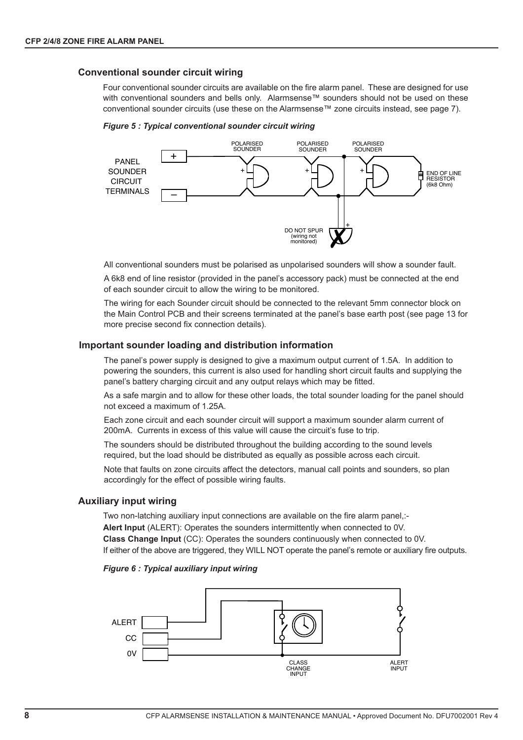## Conventional sounder circuit wiring

Four conventional sounder circuits are available on the fire alarm panel. These are designed for use with conventional sounders and bells only. Alarmsense™ sounders should not be used on these conventional sounder circuits (use these on the Alarmsense™ zone circuits instead, see page 7).

*Figure 5 : Typical conventional sounder circuit wiring*

All conventional sounders must be polarised as unpolarised sounders will show a sounder fault.

A 6k8 end of line resistor (provided in the panel's accessory pack) must be connected at the end of each sounder circuit to allow the wiring to be monitored.

The wiring for each Sounder circuit should be connected to the relevant 5mm connector block on the Main Control PCB and their screens terminated at the panel's base earth post (see page 13 for more precise second fix connection details).

## Important sounder loading and distribution information

The panel's power supply is designed to give a maximum output current of 1.5A. In addition to powering the sounders, this current is also used for handling short circuit faults and supplying the panel's battery charging circuit and any output relays which may be fitted.

As a safe margin and to allow for these other loads, the total sounder loading for the panel should not exceed a maximum of 1.25A.

Each zone circuit and each sounder circuit will support a maximum sounder alarm current of 200mA. Currents in excess of this value will cause the circuit's fuse to trip.

The sounders should be distributed throughout the building according to the sound levels required, but the load should be distributed as equally as possible across each circuit.

Note that faults on zone circuits affect the detectors, manual call points and sounders, so plan accordingly for the effect of possible wiring faults.

## Auxiliary input wiring

Two non-latching auxiliary input connections are available on the fire alarm panel,:-

**Alert Input** (ALERT): Operates the sounders intermittently when connected to 0V.

**Class Change Input** (CC): Operates the sounders continuously when connected to 0V.

If either of the above are triggered, they WILL NOT operate the panel's remote or auxiliary fire outputs.

*Figure 6 : Typical auxiliary input wiring*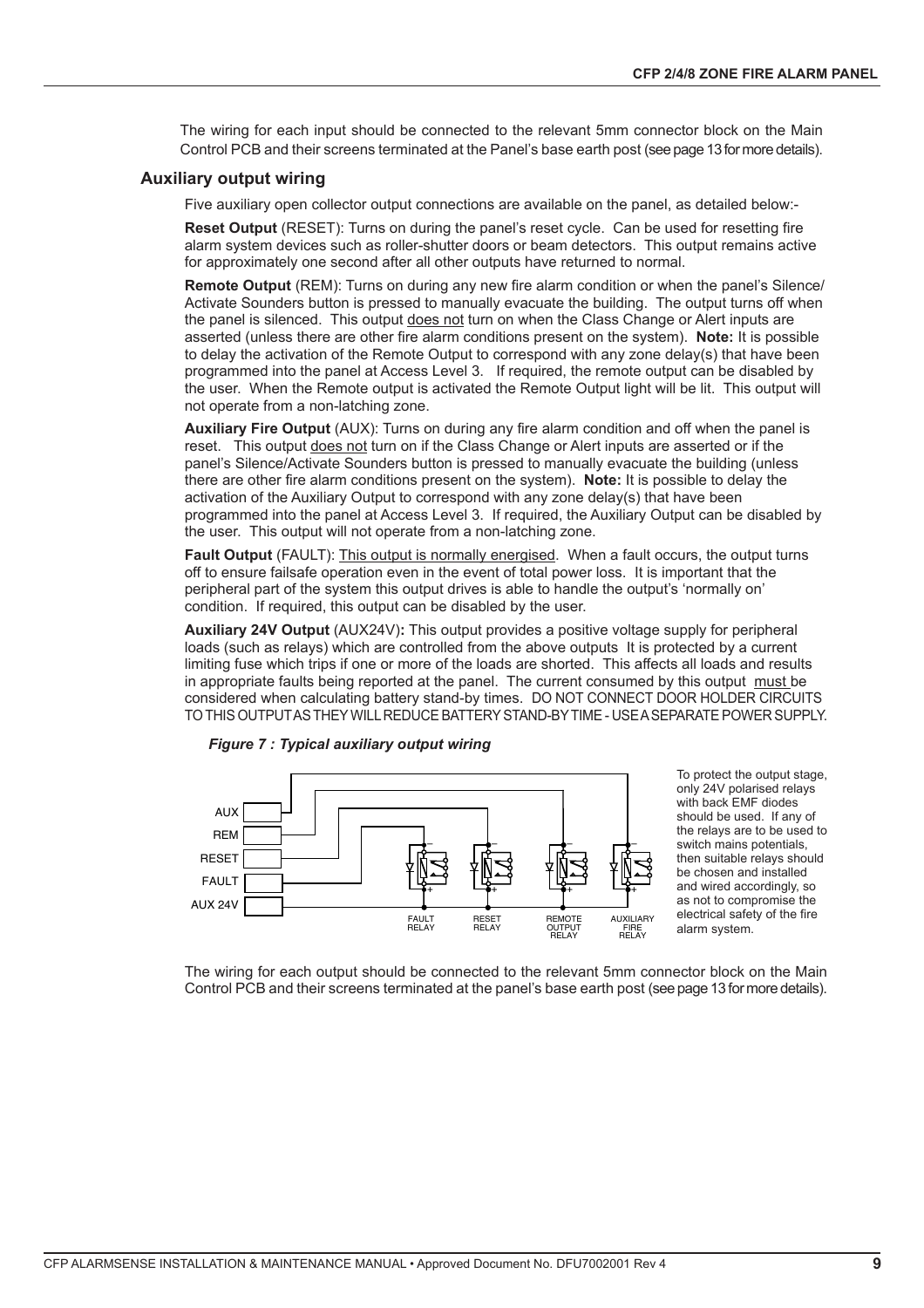The wiring for each input should be connected to the relevant 5mm connector block on the Main Control PCB and their screens terminated at the Panel's base earth post (see page 13 for more details).

## Auxiliary output wiring

Five auxiliary open collector output connections are available on the panel, as detailed below:-

**Reset Output** (RESET): Turns on during the panel's reset cycle. Can be used for resetting fire alarm system devices such as roller-shutter doors or beam detectors. This output remains active for approximately one second after all other outputs have returned to normal.

**Remote Output** (REM): Turns on during any new fire alarm condition or when the panel's Silence/ Activate Sounders button is pressed to manually evacuate the building. The output turns off when the panel is silenced. This output does not turn on when the Class Change or Alert inputs are asserted (unless there are other fire alarm conditions present on the system). **Note:** It is possible to delay the activation of the Remote Output to correspond with any zone delay(s) that have been programmed into the panel at Access Level 3. If required, the remote output can be disabled by the user. When the Remote output is activated the Remote Output light will be lit. This output will not operate from a non-latching zone.

**Auxiliary Fire Output** (AUX): Turns on during any fire alarm condition and off when the panel is reset. This output does not turn on if the Class Change or Alert inputs are asserted or if the panel's Silence/Activate Sounders button is pressed to manually evacuate the building (unless there are other fire alarm conditions present on the system). **Note:** It is possible to delay the activation of the Auxiliary Output to correspond with any zone delay(s) that have been programmed into the panel at Access Level 3. If required, the Auxiliary Output can be disabled by the user. This output will not operate from a non-latching zone.

**Fault Output** (FAULT): This output is normally energised. When a fault occurs, the output turns off to ensure failsafe operation even in the event of total power loss. It is important that the peripheral part of the system this output drives is able to handle the output's 'normally on' condition. If required, this output can be disabled by the user.

**Auxiliary 24V Output** (AUX24V)**:** This output provides a positive voltage supply for peripheral loads (such as relays) which are controlled from the above outputs It is protected by a current limiting fuse which trips if one or more of the loads are shorted. This affects all loads and results in appropriate faults being reported at the panel. The current consumed by this output must be considered when calculating battery stand-by times. DO NOT CONNECT DOOR HOLDER CIRCUITS TO THIS OUTPUT AS THEY WILL REDUCE BATTERY STAND-BY TIME - USE A SEPARATE POWER SUPPLY.

***Figure 7 : Typical auxiliary output wiring***

AUX, REM, RESET, FAULT, AUX 24V — FAULT RELAY, RESET RELAY, REMOTE OUTPUT RELAY, AUXILIARY FIRE RELAY

To protect the output stage, only 24V polarised relays with back EMF diodes should be used. If any of the relays are to be used to switch mains potentials, then suitable relays should be chosen and installed and wired accordingly, so as not to compromise the electrical safety of the fire alarm system.

The wiring for each output should be connected to the relevant 5mm connector block on the Main Control PCB and their screens terminated at the panel's base earth post (see page 13 for more details).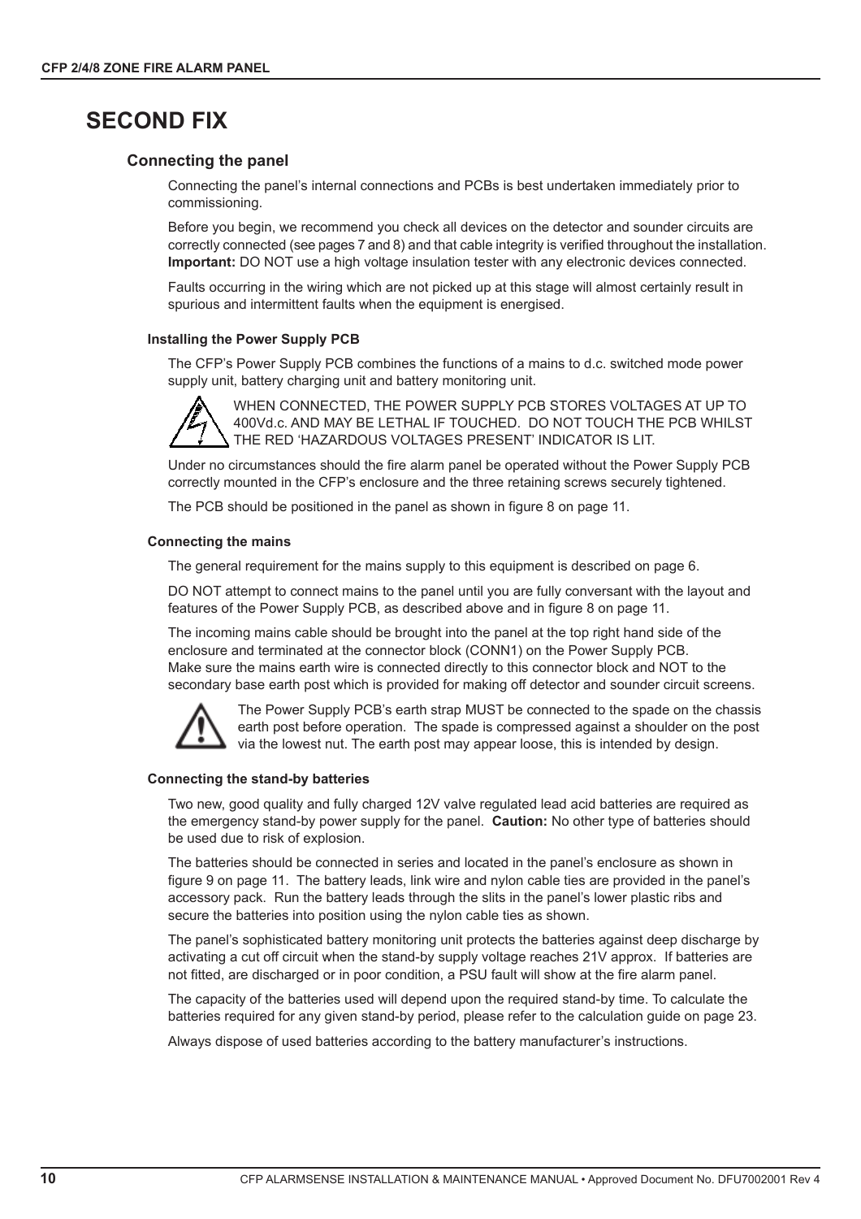# SECOND FIX

## Connecting the panel

Connecting the panel's internal connections and PCBs is best undertaken immediately prior to commissioning.

Before you begin, we recommend you check all devices on the detector and sounder circuits are correctly connected (see pages 7 and 8) and that cable integrity is verified throughout the installation. **Important:** DO NOT use a high voltage insulation tester with any electronic devices connected.

Faults occurring in the wiring which are not picked up at this stage will almost certainly result in spurious and intermittent faults when the equipment is energised.

### Installing the Power Supply PCB

The CFP's Power Supply PCB combines the functions of a mains to d.c. switched mode power supply unit, battery charging unit and battery monitoring unit.

WHEN CONNECTED, THE POWER SUPPLY PCB STORES VOLTAGES AT UP TO 400Vd.c. AND MAY BE LETHAL IF TOUCHED. DO NOT TOUCH THE PCB WHILST THE RED 'HAZARDOUS VOLTAGES PRESENT' INDICATOR IS LIT.

Under no circumstances should the fire alarm panel be operated without the Power Supply PCB correctly mounted in the CFP's enclosure and the three retaining screws securely tightened.

The PCB should be positioned in the panel as shown in figure 8 on page 11.

### Connecting the mains

The general requirement for the mains supply to this equipment is described on page 6.

DO NOT attempt to connect mains to the panel until you are fully conversant with the layout and features of the Power Supply PCB, as described above and in figure 8 on page 11.

The incoming mains cable should be brought into the panel at the top right hand side of the enclosure and terminated at the connector block (CONN1) on the Power Supply PCB. Make sure the mains earth wire is connected directly to this connector block and NOT to the secondary base earth post which is provided for making off detector and sounder circuit screens.

The Power Supply PCB's earth strap MUST be connected to the spade on the chassis earth post before operation. The spade is compressed against a shoulder on the post via the lowest nut. The earth post may appear loose, this is intended by design.

### Connecting the stand-by batteries

Two new, good quality and fully charged 12V valve regulated lead acid batteries are required as the emergency stand-by power supply for the panel. **Caution:** No other type of batteries should be used due to risk of explosion.

The batteries should be connected in series and located in the panel's enclosure as shown in figure 9 on page 11. The battery leads, link wire and nylon cable ties are provided in the panel's accessory pack. Run the battery leads through the slits in the panel's lower plastic ribs and secure the batteries into position using the nylon cable ties as shown.

The panel's sophisticated battery monitoring unit protects the batteries against deep discharge by activating a cut off circuit when the stand-by supply voltage reaches 21V approx. If batteries are not fitted, are discharged or in poor condition, a PSU fault will show at the fire alarm panel.

The capacity of the batteries used will depend upon the required stand-by time. To calculate the batteries required for any given stand-by period, please refer to the calculation guide on page 23.

Always dispose of used batteries according to the battery manufacturer's instructions.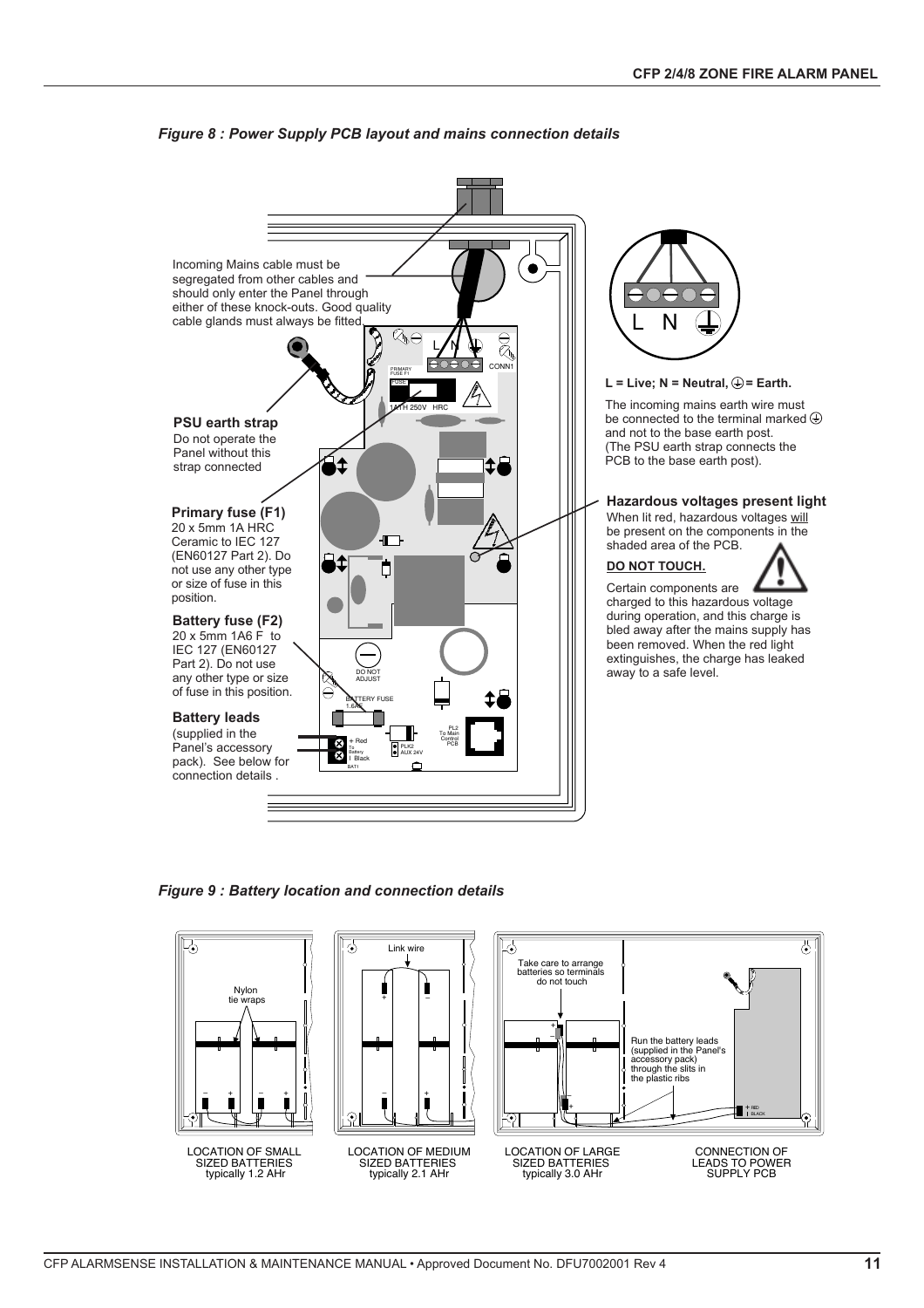*Figure 8 : Power Supply PCB layout and mains connection details*

Incoming Mains cable must be segregated from other cables and should only enter the Panel through either of these knock-outs. Good quality cable glands must always be fitted.

**PSU earth strap**
Do not operate the Panel without this strap connected

**Primary fuse (F1)**
20 x 5mm 1A HRC Ceramic to IEC 127 (EN60127 Part 2). Do not use any other type or size of fuse in this position.

**Battery fuse (F2)**
20 x 5mm 1A6 F to IEC 127 (EN60127 Part 2). Do not use any other type or size of fuse in this position.

**Battery leads**
(supplied in the Panel's accessory pack). See below for connection details .

L N ⏚

PRIMARY FUSE F1
FUSE
1ATH 250V HRC
CONN1
DO NOT ADJUST
BATTERY FUSE 1.6AF
+ Red
To Battery
| Black
BAT1
PLK2 AUX 24V
PL2 To Main Control PCB

**L = Live; N = Neutral, ⏚ = Earth.**

The incoming mains earth wire must be connected to the terminal marked ⏚ and not to the base earth post. (The PSU earth strap connects the PCB to the base earth post).

**Hazardous voltages present light**
When lit red, hazardous voltages will be present on the components in the shaded area of the PCB.

**DO NOT TOUCH.**

Certain components are charged to this hazardous voltage during operation, and this charge is bled away after the mains supply has been removed. When the red light extinguishes, the charge has leaked away to a safe level.

*Figure 9 : Battery location and connection details*

Nylon tie wraps

LOCATION OF SMALL SIZED BATTERIES typically 1.2 AHr

Link wire

LOCATION OF MEDIUM SIZED BATTERIES typically 2.1 AHr

Take care to arrange batteries so terminals do not touch

Run the battery leads (supplied in the Panel's accessory pack) through the slits in the plastic ribs

+ RED
| BLACK

LOCATION OF LARGE SIZED BATTERIES typically 3.0 AHr

CONNECTION OF LEADS TO POWER SUPPLY PCB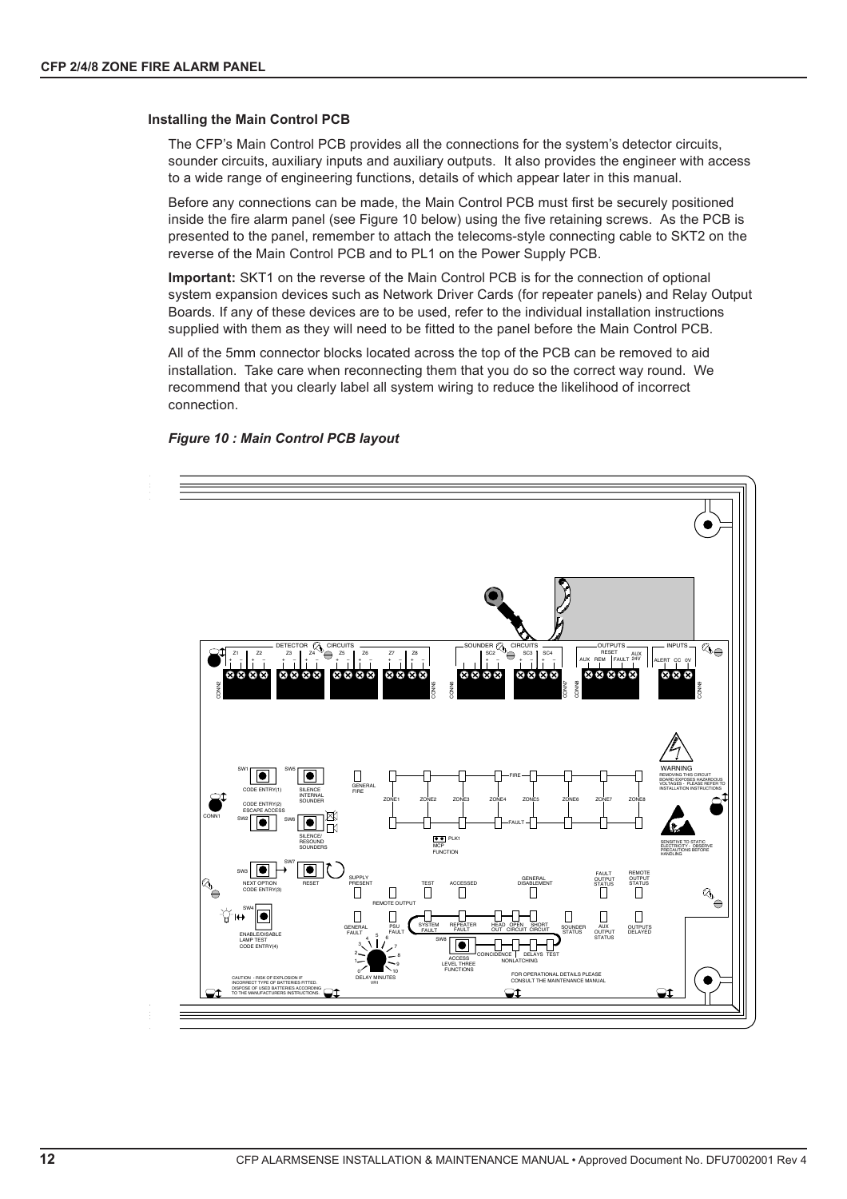### Installing the Main Control PCB

The CFP's Main Control PCB provides all the connections for the system's detector circuits, sounder circuits, auxiliary inputs and auxiliary outputs. It also provides the engineer with access to a wide range of engineering functions, details of which appear later in this manual.

Before any connections can be made, the Main Control PCB must first be securely positioned inside the fire alarm panel (see Figure 10 below) using the five retaining screws. As the PCB is presented to the panel, remember to attach the telecoms-style connecting cable to SKT2 on the reverse of the Main Control PCB and to PL1 on the Power Supply PCB.

**Important:** SKT1 on the reverse of the Main Control PCB is for the connection of optional system expansion devices such as Network Driver Cards (for repeater panels) and Relay Output Boards. If any of these devices are to be used, refer to the individual installation instructions supplied with them as they will need to be fitted to the panel before the Main Control PCB.

All of the 5mm connector blocks located across the top of the PCB can be removed to aid installation. Take care when reconnecting them that you do so the correct way round. We recommend that you clearly label all system wiring to reduce the likelihood of incorrect connection.

*Figure 10 : Main Control PCB layout*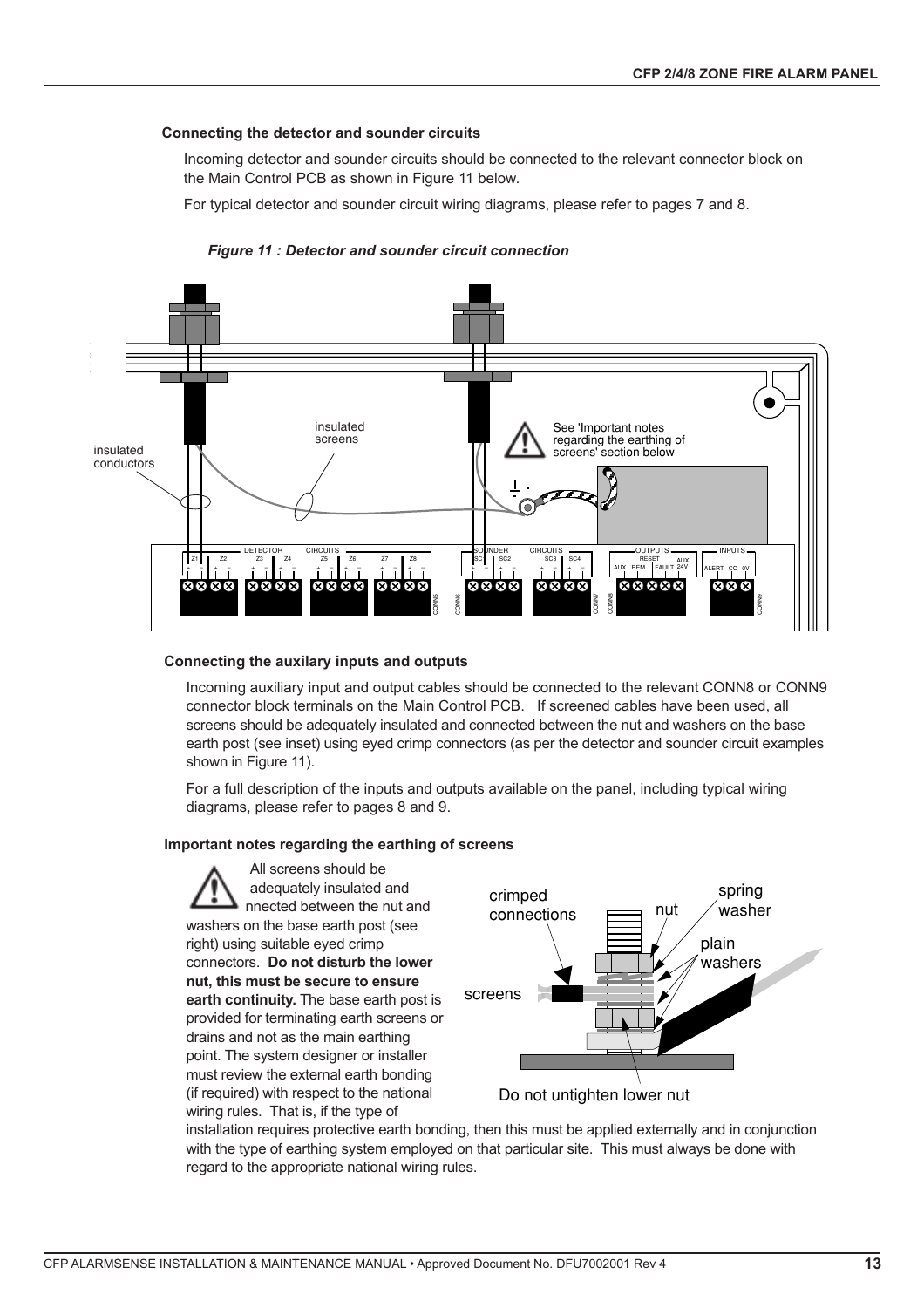### Connecting the detector and sounder circuits

Incoming detector and sounder circuits should be connected to the relevant connector block on the Main Control PCB as shown in Figure 11 below.

For typical detector and sounder circuit wiring diagrams, please refer to pages 7 and 8.

*Figure 11 : Detector and sounder circuit connection*

### Connecting the auxilary inputs and outputs

Incoming auxiliary input and output cables should be connected to the relevant CONN8 or CONN9 connector block terminals on the Main Control PCB. If screened cables have been used, all screens should be adequately insulated and connected between the nut and washers on the base earth post (see inset) using eyed crimp connectors (as per the detector and sounder circuit examples shown in Figure 11).

For a full description of the inputs and outputs available on the panel, including typical wiring diagrams, please refer to pages 8 and 9.

### Important notes regarding the earthing of screens

All screens should be adequately insulated and nnected between the nut and washers on the base earth post (see right) using suitable eyed crimp connectors. **Do not disturb the lower nut, this must be secure to ensure earth continuity.** The base earth post is provided for terminating earth screens or drains and not as the main earthing point. The system designer or installer must review the external earth bonding (if required) with respect to the national wiring rules. That is, if the type of installation requires protective earth bonding, then this must be applied externally and in conjunction with the type of earthing system employed on that particular site. This must always be done with regard to the appropriate national wiring rules.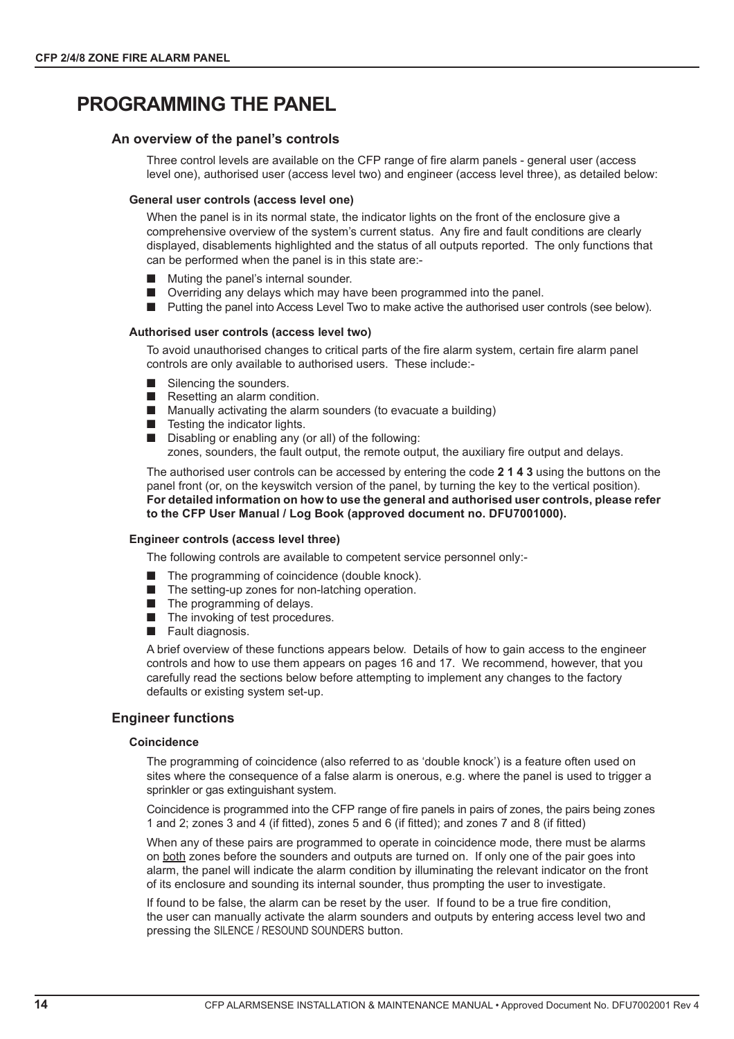# PROGRAMMING THE PANEL

## An overview of the panel's controls

Three control levels are available on the CFP range of fire alarm panels - general user (access level one), authorised user (access level two) and engineer (access level three), as detailed below:

### General user controls (access level one)

When the panel is in its normal state, the indicator lights on the front of the enclosure give a comprehensive overview of the system's current status. Any fire and fault conditions are clearly displayed, disablements highlighted and the status of all outputs reported. The only functions that can be performed when the panel is in this state are:-

- Muting the panel's internal sounder.
- Overriding any delays which may have been programmed into the panel.
- Putting the panel into Access Level Two to make active the authorised user controls (see below).

### Authorised user controls (access level two)

To avoid unauthorised changes to critical parts of the fire alarm system, certain fire alarm panel controls are only available to authorised users. These include:-

- Silencing the sounders.
- Resetting an alarm condition.
- Manually activating the alarm sounders (to evacuate a building)
- Testing the indicator lights.
- Disabling or enabling any (or all) of the following:
  zones, sounders, the fault output, the remote output, the auxiliary fire output and delays.

The authorised user controls can be accessed by entering the code **2 1 4 3** using the buttons on the panel front (or, on the keyswitch version of the panel, by turning the key to the vertical position). **For detailed information on how to use the general and authorised user controls, please refer to the CFP User Manual / Log Book (approved document no. DFU7001000).**

### Engineer controls (access level three)

The following controls are available to competent service personnel only:-

- The programming of coincidence (double knock).
- The setting-up zones for non-latching operation.
- The programming of delays.
- The invoking of test procedures.
- Fault diagnosis.

A brief overview of these functions appears below. Details of how to gain access to the engineer controls and how to use them appears on pages 16 and 17. We recommend, however, that you carefully read the sections below before attempting to implement any changes to the factory defaults or existing system set-up.

## Engineer functions

### Coincidence

The programming of coincidence (also referred to as 'double knock') is a feature often used on sites where the consequence of a false alarm is onerous, e.g. where the panel is used to trigger a sprinkler or gas extinguishant system.

Coincidence is programmed into the CFP range of fire panels in pairs of zones, the pairs being zones 1 and 2; zones 3 and 4 (if fitted), zones 5 and 6 (if fitted); and zones 7 and 8 (if fitted)

When any of these pairs are programmed to operate in coincidence mode, there must be alarms on both zones before the sounders and outputs are turned on. If only one of the pair goes into alarm, the panel will indicate the alarm condition by illuminating the relevant indicator on the front of its enclosure and sounding its internal sounder, thus prompting the user to investigate.

If found to be false, the alarm can be reset by the user. If found to be a true fire condition, the user can manually activate the alarm sounders and outputs by entering access level two and pressing the SILENCE / RESOUND SOUNDERS button.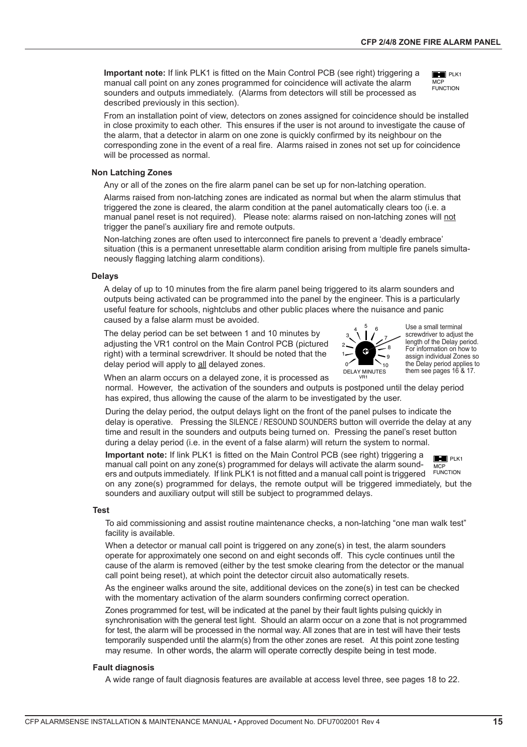**Important note:** If link PLK1 is fitted on the Main Control PCB (see right) triggering a manual call point on any zones programmed for coincidence will activate the alarm sounders and outputs immediately. (Alarms from detectors will still be processed as described previously in this section).

PLK1
MCP FUNCTION

From an installation point of view, detectors on zones assigned for coincidence should be installed in close proximity to each other. This ensures if the user is not around to investigate the cause of the alarm, that a detector in alarm on one zone is quickly confirmed by its neighbour on the corresponding zone in the event of a real fire. Alarms raised in zones not set up for coincidence will be processed as normal.

### Non Latching Zones

Any or all of the zones on the fire alarm panel can be set up for non-latching operation.

Alarms raised from non-latching zones are indicated as normal but when the alarm stimulus that triggered the zone is cleared, the alarm condition at the panel automatically clears too (i.e. a manual panel reset is not required). Please note: alarms raised on non-latching zones will not trigger the panel's auxiliary fire and remote outputs.

Non-latching zones are often used to interconnect fire panels to prevent a 'deadly embrace' situation (this is a permanent unresettable alarm condition arising from multiple fire panels simultaneously flagging latching alarm conditions).

### Delays

A delay of up to 10 minutes from the fire alarm panel being triggered to its alarm sounders and outputs being activated can be programmed into the panel by the engineer. This is a particularly useful feature for schools, nightclubs and other public places where the nuisance and panic caused by a false alarm must be avoided.

The delay period can be set between 1 and 10 minutes by adjusting the VR1 control on the Main Control PCB (pictured right) with a terminal screwdriver. It should be noted that the delay period will apply to all delayed zones.

DELAY MINUTES
VR1

Use a small terminal screwdriver to adjust the length of the Delay period. For information on how to assign individual Zones so the Delay period applies to them see pages 16 & 17.

When an alarm occurs on a delayed zone, it is processed as normal. However, the activation of the sounders and outputs is postponed until the delay period has expired, thus allowing the cause of the alarm to be investigated by the user.

During the delay period, the output delays light on the front of the panel pulses to indicate the delay is operative. Pressing the SILENCE / RESOUND SOUNDERS button will override the delay at any time and result in the sounders and outputs being turned on. Pressing the panel's reset button during a delay period (i.e. in the event of a false alarm) will return the system to normal.

**Important note:** If link PLK1 is fitted on the Main Control PCB (see right) triggering a manual call point on any zone(s) programmed for delays will activate the alarm sounders and outputs immediately. If link PLK1 is not fitted and a manual call point is triggered on any zone(s) programmed for delays, the remote output will be triggered immediately, but the sounders and auxiliary output will still be subject to programmed delays.

PLK1
MCP FUNCTION

### Test

To aid commissioning and assist routine maintenance checks, a non-latching "one man walk test" facility is available.

When a detector or manual call point is triggered on any zone(s) in test, the alarm sounders operate for approximately one second on and eight seconds off. This cycle continues until the cause of the alarm is removed (either by the test smoke clearing from the detector or the manual call point being reset), at which point the detector circuit also automatically resets.

As the engineer walks around the site, additional devices on the zone(s) in test can be checked with the momentary activation of the alarm sounders confirming correct operation.

Zones programmed for test, will be indicated at the panel by their fault lights pulsing quickly in synchronisation with the general test light. Should an alarm occur on a zone that is not programmed for test, the alarm will be processed in the normal way. All zones that are in test will have their tests temporarily suspended until the alarm(s) from the other zones are reset. At this point zone testing may resume. In other words, the alarm will operate correctly despite being in test mode.

### Fault diagnosis

A wide range of fault diagnosis features are available at access level three, see pages 18 to 22.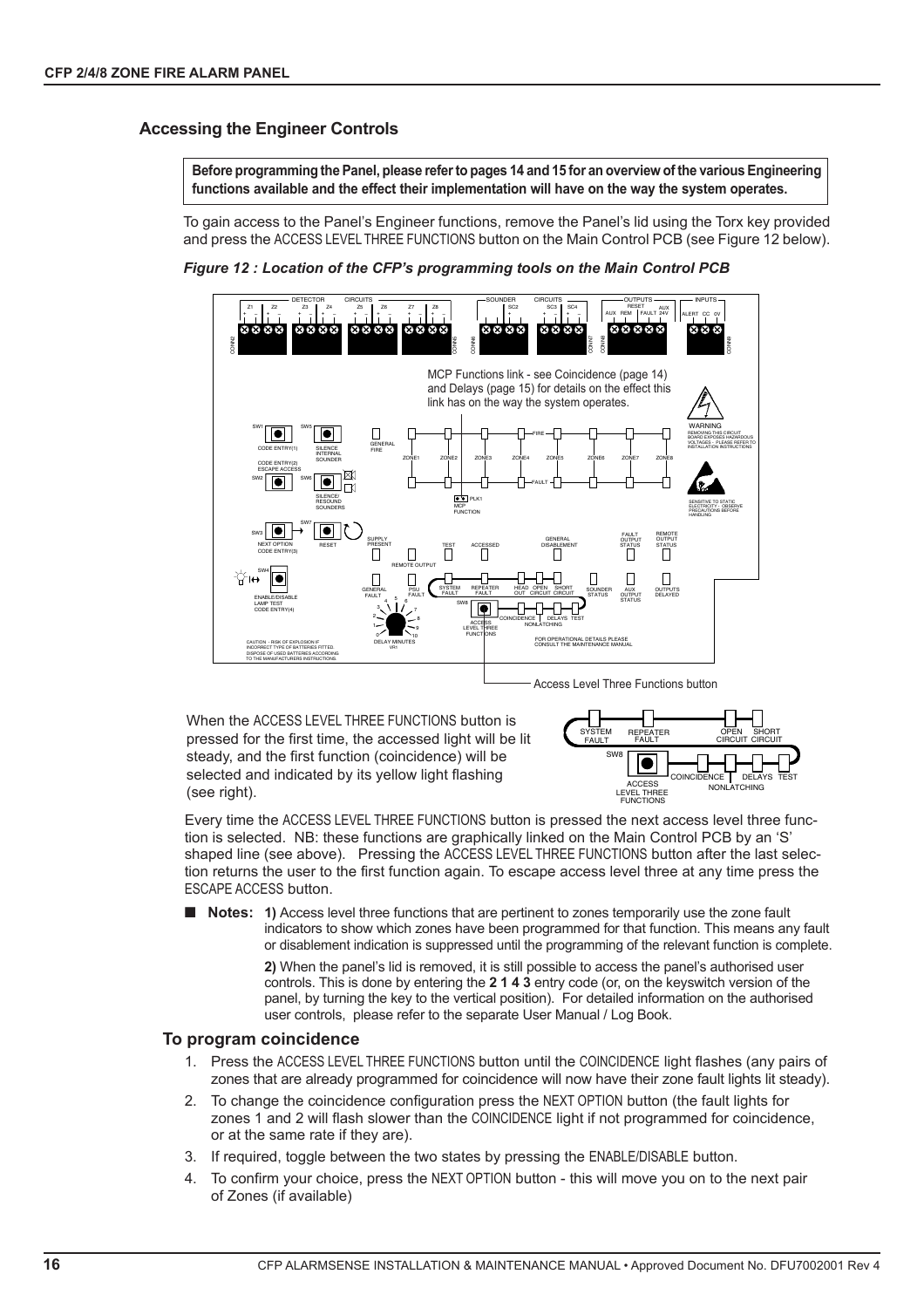## Accessing the Engineer Controls

**Before programming the Panel, please refer to pages 14 and 15 for an overview of the various Engineering functions available and the effect their implementation will have on the way the system operates.**

To gain access to the Panel's Engineer functions, remove the Panel's lid using the Torx key provided and press the ACCESS LEVEL THREE FUNCTIONS button on the Main Control PCB (see Figure 12 below).

*Figure 12 : Location of the CFP's programming tools on the Main Control PCB*

When the ACCESS LEVEL THREE FUNCTIONS button is pressed for the first time, the accessed light will be lit steady, and the first function (coincidence) will be selected and indicated by its yellow light flashing (see right).

Every time the ACCESS LEVEL THREE FUNCTIONS button is pressed the next access level three function is selected. NB: these functions are graphically linked on the Main Control PCB by an 'S' shaped line (see above). Pressing the ACCESS LEVEL THREE FUNCTIONS button after the last selection returns the user to the first function again. To escape access level three at any time press the ESCAPE ACCESS button.

- **Notes: 1)** Access level three functions that are pertinent to zones temporarily use the zone fault indicators to show which zones have been programmed for that function. This means any fault or disablement indication is suppressed until the programming of the relevant function is complete.

  **2)** When the panel's lid is removed, it is still possible to access the panel's authorised user controls. This is done by entering the **2 1 4 3** entry code (or, on the keyswitch version of the panel, by turning the key to the vertical position). For detailed information on the authorised user controls, please refer to the separate User Manual / Log Book.

### To program coincidence

1. Press the ACCESS LEVEL THREE FUNCTIONS button until the COINCIDENCE light flashes (any pairs of zones that are already programmed for coincidence will now have their zone fault lights lit steady).
2. To change the coincidence configuration press the NEXT OPTION button (the fault lights for zones 1 and 2 will flash slower than the COINCIDENCE light if not programmed for coincidence, or at the same rate if they are).
3. If required, toggle between the two states by pressing the ENABLE/DISABLE button.
4. To confirm your choice, press the NEXT OPTION button - this will move you on to the next pair of Zones (if available)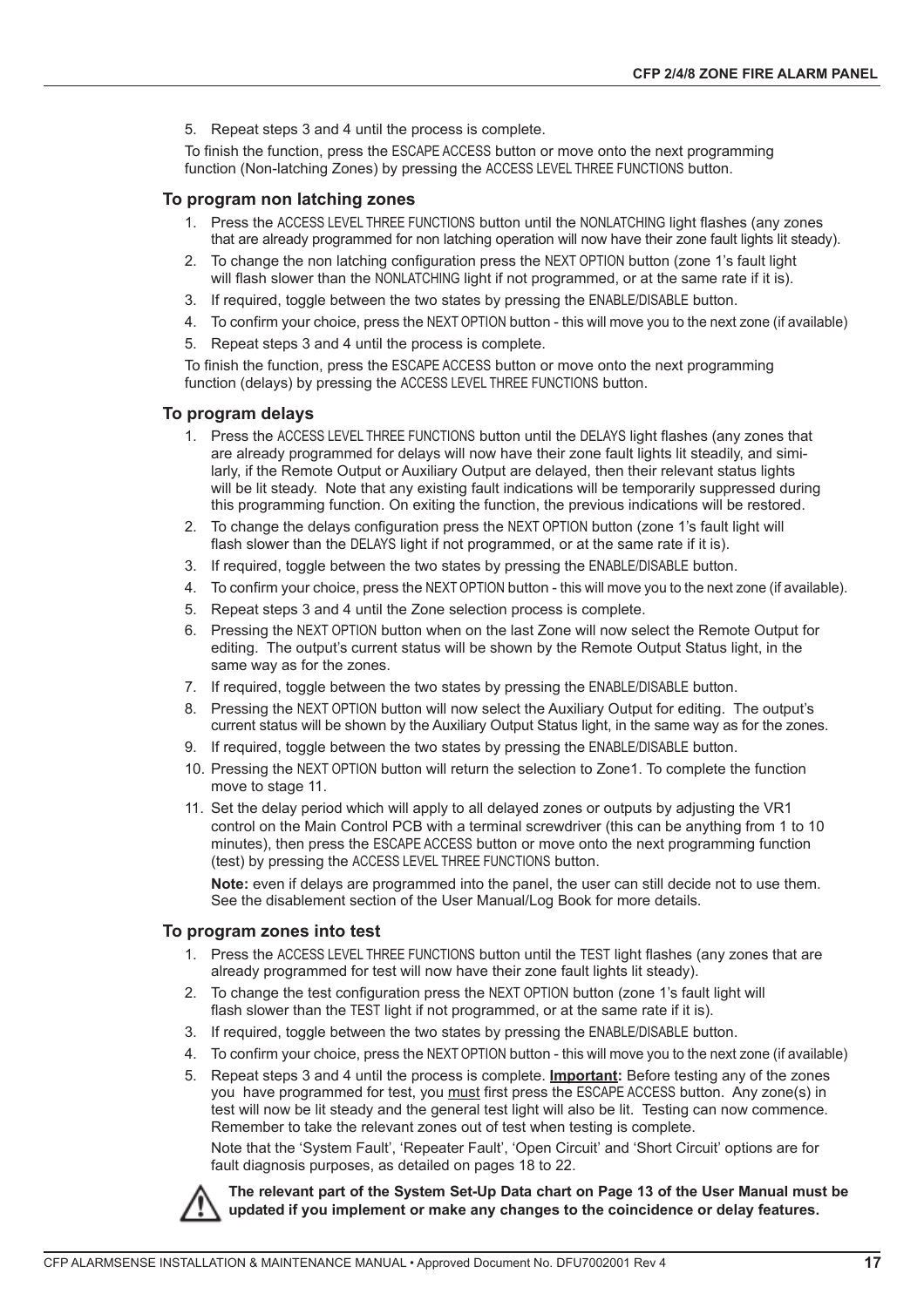5. Repeat steps 3 and 4 until the process is complete.

To finish the function, press the ESCAPE ACCESS button or move onto the next programming function (Non-latching Zones) by pressing the ACCESS LEVEL THREE FUNCTIONS button.

### To program non latching zones

1. Press the ACCESS LEVEL THREE FUNCTIONS button until the NONLATCHING light flashes (any zones that are already programmed for non latching operation will now have their zone fault lights lit steady).
2. To change the non latching configuration press the NEXT OPTION button (zone 1's fault light will flash slower than the NONLATCHING light if not programmed, or at the same rate if it is).
3. If required, toggle between the two states by pressing the ENABLE/DISABLE button.
4. To confirm your choice, press the NEXT OPTION button - this will move you to the next zone (if available)
5. Repeat steps 3 and 4 until the process is complete.

To finish the function, press the ESCAPE ACCESS button or move onto the next programming function (delays) by pressing the ACCESS LEVEL THREE FUNCTIONS button.

### To program delays

1. Press the ACCESS LEVEL THREE FUNCTIONS button until the DELAYS light flashes (any zones that are already programmed for delays will now have their zone fault lights lit steadily, and similarly, if the Remote Output or Auxiliary Output are delayed, then their relevant status lights will be lit steady. Note that any existing fault indications will be temporarily suppressed during this programming function. On exiting the function, the previous indications will be restored.
2. To change the delays configuration press the NEXT OPTION button (zone 1's fault light will flash slower than the DELAYS light if not programmed, or at the same rate if it is).
3. If required, toggle between the two states by pressing the ENABLE/DISABLE button.
4. To confirm your choice, press the NEXT OPTION button - this will move you to the next zone (if available).
5. Repeat steps 3 and 4 until the Zone selection process is complete.
6. Pressing the NEXT OPTION button when on the last Zone will now select the Remote Output for editing. The output's current status will be shown by the Remote Output Status light, in the same way as for the zones.
7. If required, toggle between the two states by pressing the ENABLE/DISABLE button.
8. Pressing the NEXT OPTION button will now select the Auxiliary Output for editing. The output's current status will be shown by the Auxiliary Output Status light, in the same way as for the zones.
9. If required, toggle between the two states by pressing the ENABLE/DISABLE button.
10. Pressing the NEXT OPTION button will return the selection to Zone1. To complete the function move to stage 11.
11. Set the delay period which will apply to all delayed zones or outputs by adjusting the VR1 control on the Main Control PCB with a terminal screwdriver (this can be anything from 1 to 10 minutes), then press the ESCAPE ACCESS button or move onto the next programming function (test) by pressing the ACCESS LEVEL THREE FUNCTIONS button.

    **Note:** even if delays are programmed into the panel, the user can still decide not to use them. See the disablement section of the User Manual/Log Book for more details.

### To program zones into test

1. Press the ACCESS LEVEL THREE FUNCTIONS button until the TEST light flashes (any zones that are already programmed for test will now have their zone fault lights lit steady).
2. To change the test configuration press the NEXT OPTION button (zone 1's fault light will flash slower than the TEST light if not programmed, or at the same rate if it is).
3. If required, toggle between the two states by pressing the ENABLE/DISABLE button.
4. To confirm your choice, press the NEXT OPTION button - this will move you to the next zone (if available)
5. Repeat steps 3 and 4 until the process is complete. **Important:** Before testing any of the zones you have programmed for test, you must first press the ESCAPE ACCESS button. Any zone(s) in test will now be lit steady and the general test light will also be lit. Testing can now commence. Remember to take the relevant zones out of test when testing is complete.

    Note that the 'System Fault', 'Repeater Fault', 'Open Circuit' and 'Short Circuit' options are for fault diagnosis purposes, as detailed on pages 18 to 22.

**The relevant part of the System Set-Up Data chart on Page 13 of the User Manual must be updated if you implement or make any changes to the coincidence or delay features.**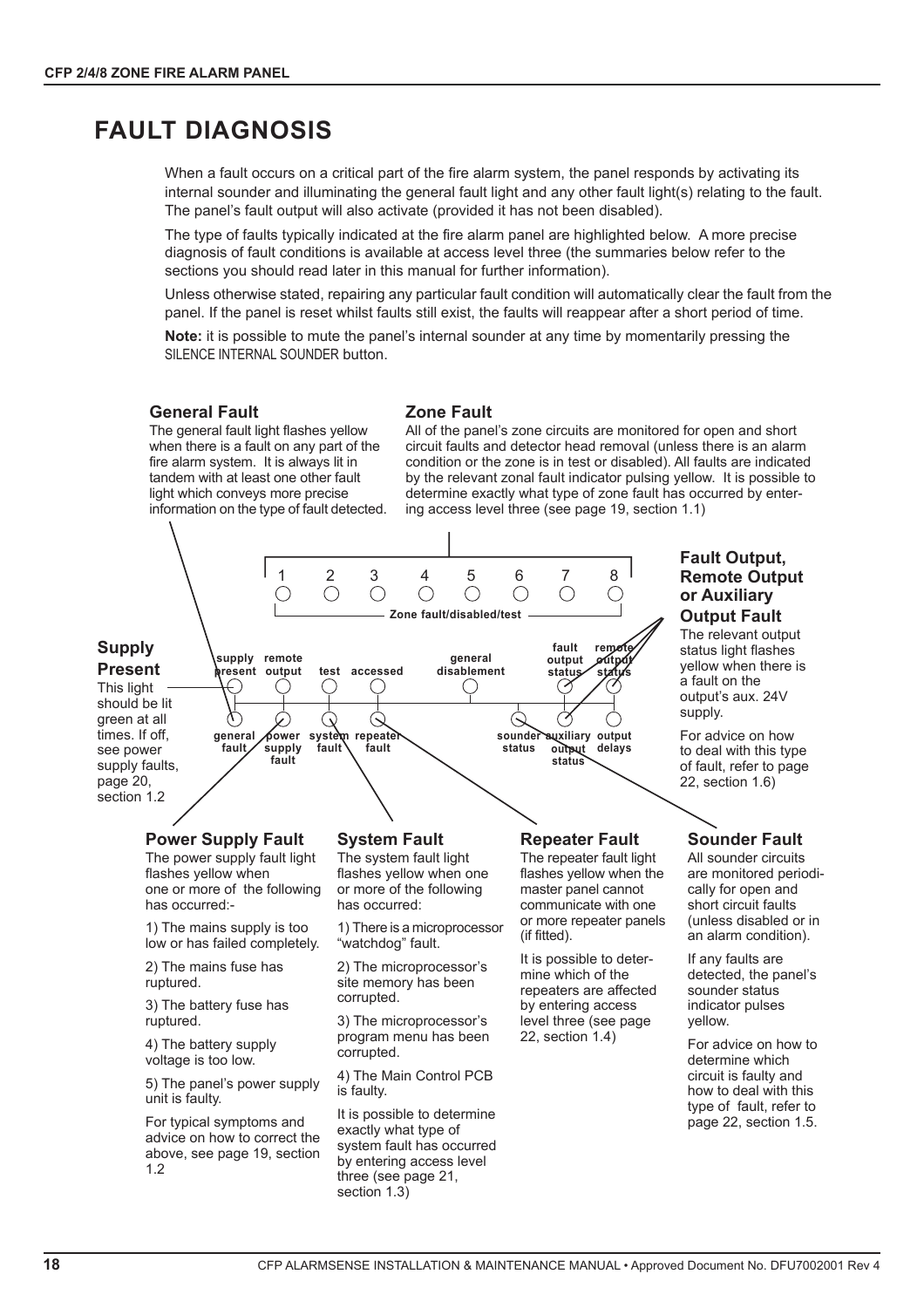# FAULT DIAGNOSIS

When a fault occurs on a critical part of the fire alarm system, the panel responds by activating its internal sounder and illuminating the general fault light and any other fault light(s) relating to the fault. The panel's fault output will also activate (provided it has not been disabled).

The type of faults typically indicated at the fire alarm panel are highlighted below. A more precise diagnosis of fault conditions is available at access level three (the summaries below refer to the sections you should read later in this manual for further information).

Unless otherwise stated, repairing any particular fault condition will automatically clear the fault from the panel. If the panel is reset whilst faults still exist, the faults will reappear after a short period of time.

**Note:** it is possible to mute the panel's internal sounder at any time by momentarily pressing the SILENCE INTERNAL SOUNDER button.

### General Fault

The general fault light flashes yellow when there is a fault on any part of the fire alarm system. It is always lit in tandem with at least one other fault light which conveys more precise information on the type of fault detected.

### Zone Fault

All of the panel's zone circuits are monitored for open and short circuit faults and detector head removal (unless there is an alarm condition or the zone is in test or disabled). All faults are indicated by the relevant zonal fault indicator pulsing yellow. It is possible to determine exactly what type of zone fault has occurred by entering access level three (see page 19, section 1.1)

1 2 3 4 5 6 7 8

Zone fault/disabled/test

supply present | remote output | test | accessed | general disablement | fault output status | remote output status

general fault | power supply fault | system fault | repeater fault | sounder status | auxiliary output status | output delays

### Supply Present

This light should be lit green at all times. If off, see power supply faults, page 20, section 1.2

### Fault Output, Remote Output or Auxiliary Output Fault

The relevant output status light flashes yellow when there is a fault on the output's aux. 24V supply.

For advice on how to deal with this type of fault, refer to page 22, section 1.6)

### Power Supply Fault

The power supply fault light flashes yellow when one or more of the following has occurred:-

1) The mains supply is too low or has failed completely.

2) The mains fuse has ruptured.

3) The battery fuse has ruptured.

4) The battery supply voltage is too low.

5) The panel's power supply unit is faulty.

For typical symptoms and advice on how to correct the above, see page 19, section 1.2

### System Fault

The system fault light flashes yellow when one or more of the following has occurred:

1) There is a microprocessor "watchdog" fault.

2) The microprocessor's site memory has been corrupted.

3) The microprocessor's program menu has been corrupted.

4) The Main Control PCB is faulty.

It is possible to determine exactly what type of system fault has occurred by entering access level three (see page 21, section 1.3)

### Repeater Fault

The repeater fault light flashes yellow when the master panel cannot communicate with one or more repeater panels (if fitted).

It is possible to determine which of the repeaters are affected by entering access level three (see page 22, section 1.4)

### Sounder Fault

All sounder circuits are monitored periodically for open and short circuit faults (unless disabled or in an alarm condition).

If any faults are detected, the panel's sounder status indicator pulses yellow.

For advice on how to determine which circuit is faulty and how to deal with this type of fault, refer to page 22, section 1.5.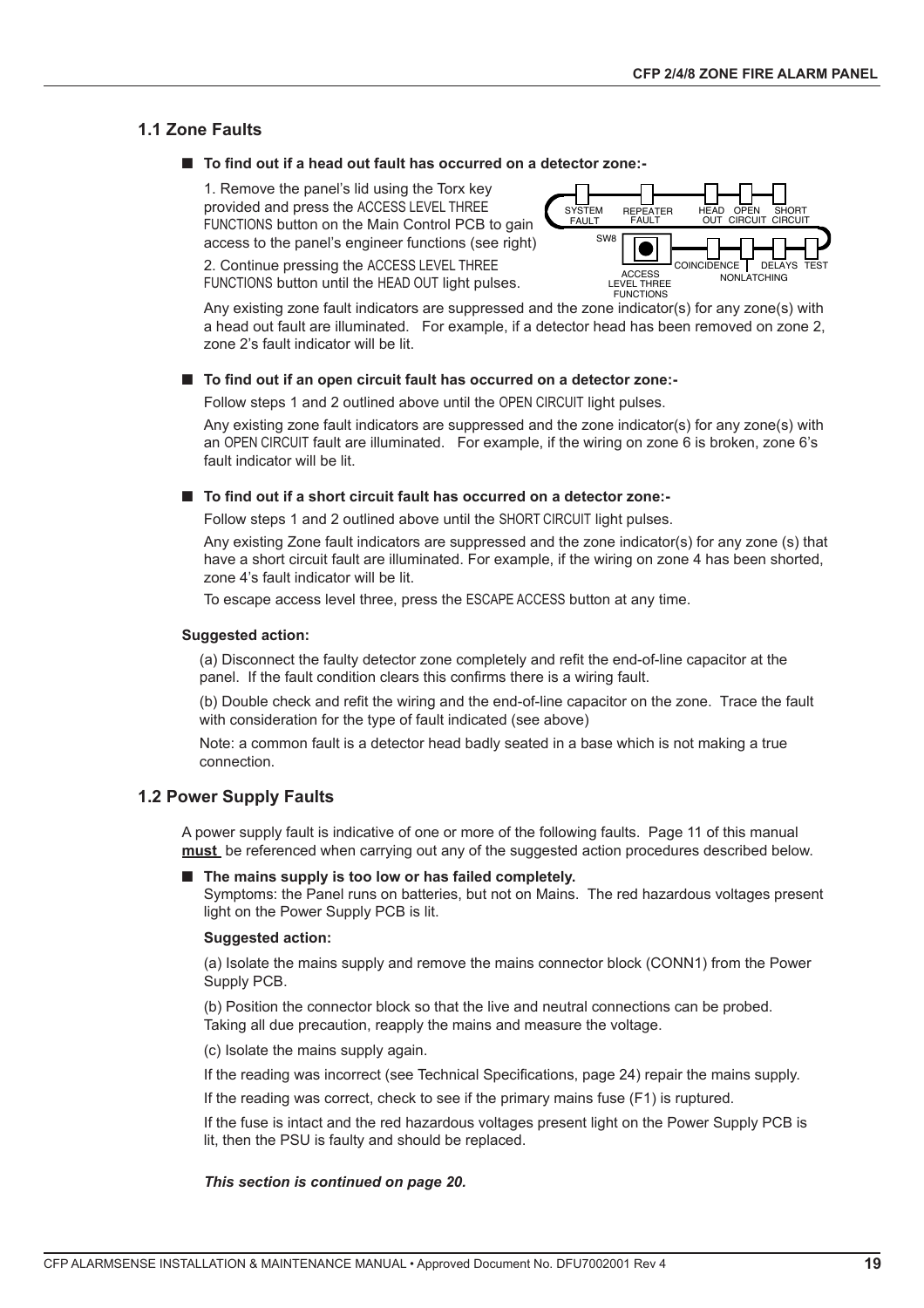## 1.1 Zone Faults

■ **To find out if a head out fault has occurred on a detector zone:-**

1. Remove the panel's lid using the Torx key provided and press the ACCESS LEVEL THREE FUNCTIONS button on the Main Control PCB to gain access to the panel's engineer functions (see right)

2. Continue pressing the ACCESS LEVEL THREE FUNCTIONS button until the HEAD OUT light pulses.

SYSTEM FAULT  REPEATER FAULT  HEAD OUT  OPEN CIRCUIT  SHORT CIRCUIT
SW8  ACCESS LEVEL THREE FUNCTIONS  COINCIDENCE  NONLATCHING  DELAYS  TEST

Any existing zone fault indicators are suppressed and the zone indicator(s) for any zone(s) with a head out fault are illuminated.  For example, if a detector head has been removed on zone 2, zone 2's fault indicator will be lit.

■ **To find out if an open circuit fault has occurred on a detector zone:-**

Follow steps 1 and 2 outlined above until the OPEN CIRCUIT light pulses.

Any existing zone fault indicators are suppressed and the zone indicator(s) for any zone(s) with an OPEN CIRCUIT fault are illuminated.  For example, if the wiring on zone 6 is broken, zone 6's fault indicator will be lit.

■ **To find out if a short circuit fault has occurred on a detector zone:-**

Follow steps 1 and 2 outlined above until the SHORT CIRCUIT light pulses.

Any existing Zone fault indicators are suppressed and the zone indicator(s) for any zone (s) that have a short circuit fault are illuminated. For example, if the wiring on zone 4 has been shorted, zone 4's fault indicator will be lit.

To escape access level three, press the ESCAPE ACCESS button at any time.

**Suggested action:**

(a) Disconnect the faulty detector zone completely and refit the end-of-line capacitor at the panel.  If the fault condition clears this confirms there is a wiring fault.

(b) Double check and refit the wiring and the end-of-line capacitor on the zone.  Trace the fault with consideration for the type of fault indicated (see above)

Note: a common fault is a detector head badly seated in a base which is not making a true connection.

## 1.2 Power Supply Faults

A power supply fault is indicative of one or more of the following faults.  Page 11 of this manual **must** be referenced when carrying out any of the suggested action procedures described below.

■ **The mains supply is too low or has failed completely.**
Symptoms: the Panel runs on batteries, but not on Mains.  The red hazardous voltages present light on the Power Supply PCB is lit.

**Suggested action:**

(a) Isolate the mains supply and remove the mains connector block (CONN1) from the Power Supply PCB.

(b) Position the connector block so that the live and neutral connections can be probed. Taking all due precaution, reapply the mains and measure the voltage.

(c) Isolate the mains supply again.

If the reading was incorrect (see Technical Specifications, page 24) repair the mains supply.

If the reading was correct, check to see if the primary mains fuse (F1) is ruptured.

If the fuse is intact and the red hazardous voltages present light on the Power Supply PCB is lit, then the PSU is faulty and should be replaced.

***This section is continued on page 20.***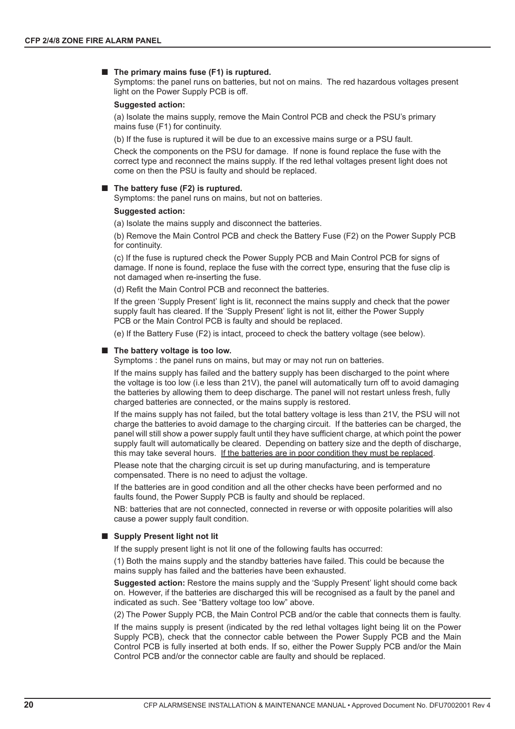- **The primary mains fuse (F1) is ruptured.**

  Symptoms: the panel runs on batteries, but not on mains. The red hazardous voltages present light on the Power Supply PCB is off.

  **Suggested action:**

  (a) Isolate the mains supply, remove the Main Control PCB and check the PSU's primary mains fuse (F1) for continuity.

  (b) If the fuse is ruptured it will be due to an excessive mains surge or a PSU fault.

  Check the components on the PSU for damage. If none is found replace the fuse with the correct type and reconnect the mains supply. If the red lethal voltages present light does not come on then the PSU is faulty and should be replaced.

- **The battery fuse (F2) is ruptured.**

  Symptoms: the panel runs on mains, but not on batteries.

  **Suggested action:**

  (a) Isolate the mains supply and disconnect the batteries.

  (b) Remove the Main Control PCB and check the Battery Fuse (F2) on the Power Supply PCB for continuity.

  (c) If the fuse is ruptured check the Power Supply PCB and Main Control PCB for signs of damage. If none is found, replace the fuse with the correct type, ensuring that the fuse clip is not damaged when re-inserting the fuse.

  (d) Refit the Main Control PCB and reconnect the batteries.

  If the green 'Supply Present' light is lit, reconnect the mains supply and check that the power supply fault has cleared. If the 'Supply Present' light is not lit, either the Power Supply PCB or the Main Control PCB is faulty and should be replaced.

  (e) If the Battery Fuse (F2) is intact, proceed to check the battery voltage (see below).

- **The battery voltage is too low.**

  Symptoms : the panel runs on mains, but may or may not run on batteries.

  If the mains supply has failed and the battery supply has been discharged to the point where the voltage is too low (i.e less than 21V), the panel will automatically turn off to avoid damaging the batteries by allowing them to deep discharge. The panel will not restart unless fresh, fully charged batteries are connected, or the mains supply is restored.

  If the mains supply has not failed, but the total battery voltage is less than 21V, the PSU will not charge the batteries to avoid damage to the charging circuit. If the batteries can be charged, the panel will still show a power supply fault until they have sufficient charge, at which point the power supply fault will automatically be cleared. Depending on battery size and the depth of discharge, this may take several hours. <u>If the batteries are in poor condition they must be replaced</u>.

  Please note that the charging circuit is set up during manufacturing, and is temperature compensated. There is no need to adjust the voltage.

  If the batteries are in good condition and all the other checks have been performed and no faults found, the Power Supply PCB is faulty and should be replaced.

  NB: batteries that are not connected, connected in reverse or with opposite polarities will also cause a power supply fault condition.

- **Supply Present light not lit**

  If the supply present light is not lit one of the following faults has occurred:

  (1) Both the mains supply and the standby batteries have failed. This could be because the mains supply has failed and the batteries have been exhausted.

  **Suggested action:** Restore the mains supply and the 'Supply Present' light should come back on. However, if the batteries are discharged this will be recognised as a fault by the panel and indicated as such. See "Battery voltage too low" above.

  (2) The Power Supply PCB, the Main Control PCB and/or the cable that connects them is faulty.

  If the mains supply is present (indicated by the red lethal voltages light being lit on the Power Supply PCB), check that the connector cable between the Power Supply PCB and the Main Control PCB is fully inserted at both ends. If so, either the Power Supply PCB and/or the Main Control PCB and/or the connector cable are faulty and should be replaced.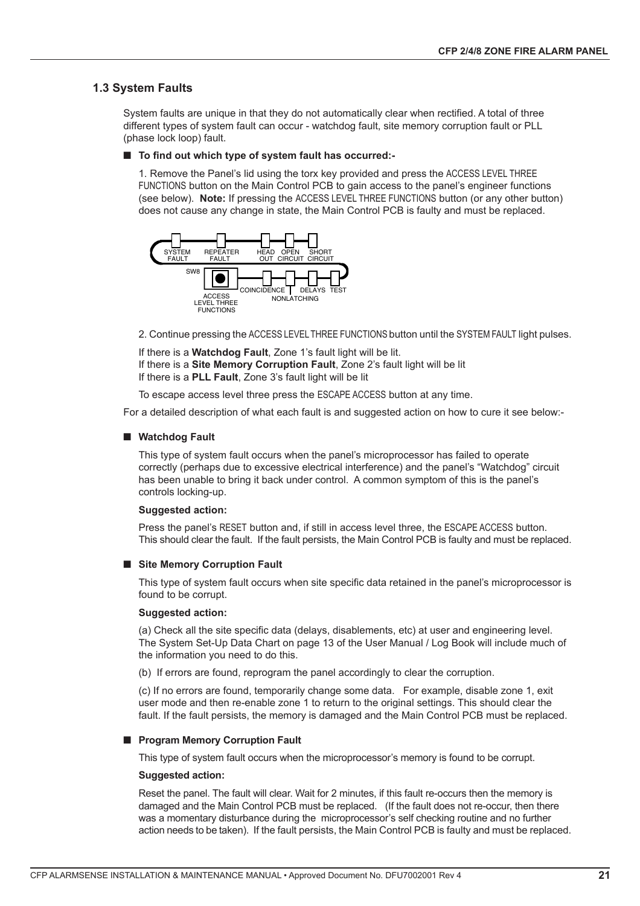## 1.3 System Faults

System faults are unique in that they do not automatically clear when rectified. A total of three different types of system fault can occur - watchdog fault, site memory corruption fault or PLL (phase lock loop) fault.

■ **To find out which type of system fault has occurred:-**

1. Remove the Panel's lid using the torx key provided and press the ACCESS LEVEL THREE FUNCTIONS button on the Main Control PCB to gain access to the panel's engineer functions (see below). **Note:** If pressing the ACCESS LEVEL THREE FUNCTIONS button (or any other button) does not cause any change in state, the Main Control PCB is faulty and must be replaced.

SYSTEM FAULT, REPEATER FAULT, HEAD OUT, OPEN CIRCUIT, SHORT CIRCUIT, SW8, ACCESS LEVEL THREE FUNCTIONS, COINCIDENCE, NONLATCHING, DELAYS, TEST

2. Continue pressing the ACCESS LEVEL THREE FUNCTIONS button until the SYSTEM FAULT light pulses.

If there is a **Watchdog Fault**, Zone 1's fault light will be lit.
If there is a **Site Memory Corruption Fault**, Zone 2's fault light will be lit
If there is a **PLL Fault**, Zone 3's fault light will be lit

To escape access level three press the ESCAPE ACCESS button at any time.

For a detailed description of what each fault is and suggested action on how to cure it see below:-

■ **Watchdog Fault**

This type of system fault occurs when the panel's microprocessor has failed to operate correctly (perhaps due to excessive electrical interference) and the panel's "Watchdog" circuit has been unable to bring it back under control. A common symptom of this is the panel's controls locking-up.

**Suggested action:**

Press the panel's RESET button and, if still in access level three, the ESCAPE ACCESS button. This should clear the fault. If the fault persists, the Main Control PCB is faulty and must be replaced.

■ **Site Memory Corruption Fault**

This type of system fault occurs when site specific data retained in the panel's microprocessor is found to be corrupt.

**Suggested action:**

(a) Check all the site specific data (delays, disablements, etc) at user and engineering level. The System Set-Up Data Chart on page 13 of the User Manual / Log Book will include much of the information you need to do this.

(b) If errors are found, reprogram the panel accordingly to clear the corruption.

(c) If no errors are found, temporarily change some data. For example, disable zone 1, exit user mode and then re-enable zone 1 to return to the original settings. This should clear the fault. If the fault persists, the memory is damaged and the Main Control PCB must be replaced.

■ **Program Memory Corruption Fault**

This type of system fault occurs when the microprocessor's memory is found to be corrupt.

**Suggested action:**

Reset the panel. The fault will clear. Wait for 2 minutes, if this fault re-occurs then the memory is damaged and the Main Control PCB must be replaced. (If the fault does not re-occur, then there was a momentary disturbance during the microprocessor's self checking routine and no further action needs to be taken). If the fault persists, the Main Control PCB is faulty and must be replaced.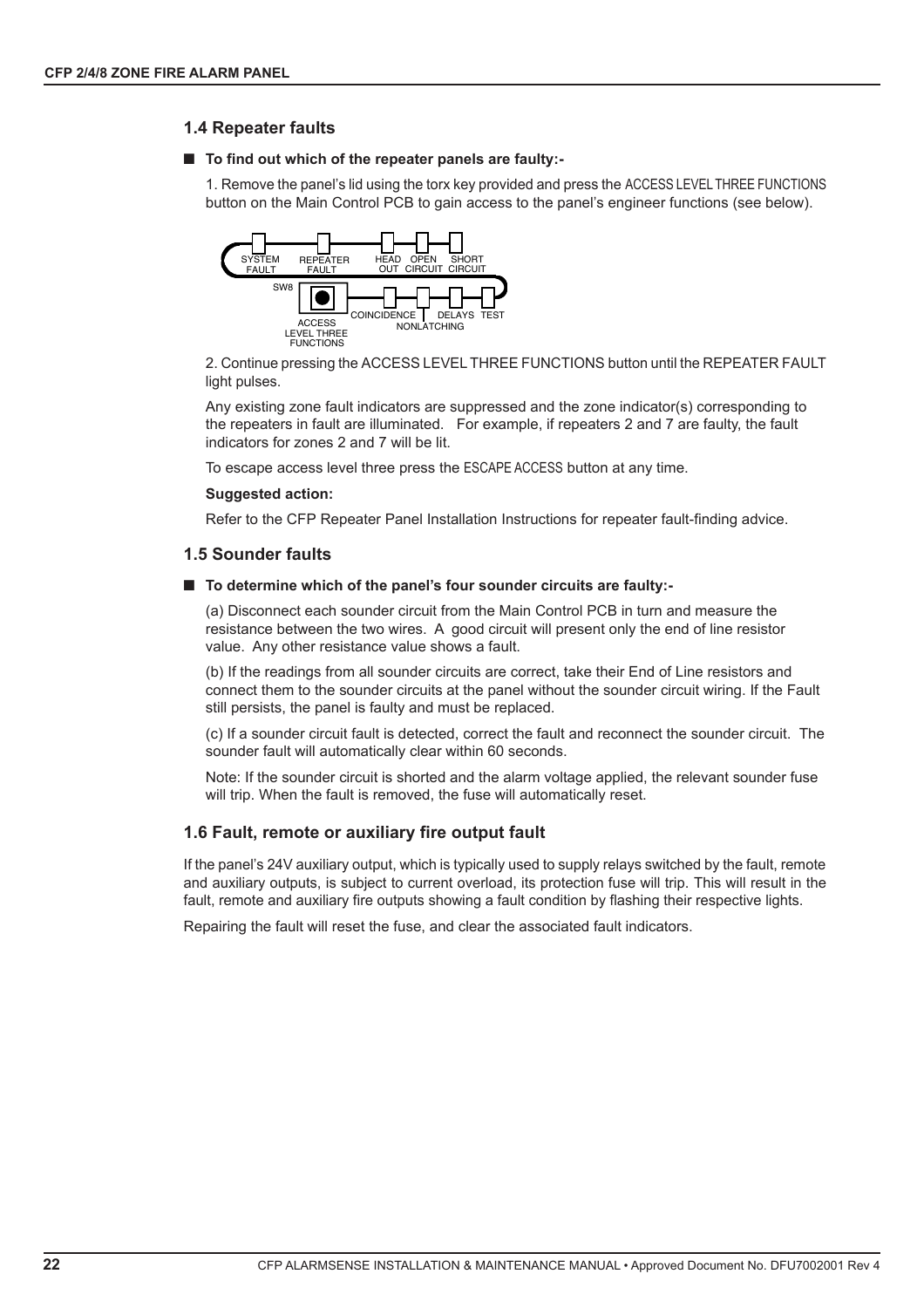## 1.4 Repeater faults

■ **To find out which of the repeater panels are faulty:-**

1. Remove the panel's lid using the torx key provided and press the ACCESS LEVEL THREE FUNCTIONS button on the Main Control PCB to gain access to the panel's engineer functions (see below).

SYSTEM FAULT | REPEATER FAULT | HEAD OUT | OPEN CIRCUIT | SHORT CIRCUIT

SW8 | ACCESS LEVEL THREE FUNCTIONS | COINCIDENCE | NONLATCHING | DELAYS | TEST

2. Continue pressing the ACCESS LEVEL THREE FUNCTIONS button until the REPEATER FAULT light pulses.

Any existing zone fault indicators are suppressed and the zone indicator(s) corresponding to the repeaters in fault are illuminated. For example, if repeaters 2 and 7 are faulty, the fault indicators for zones 2 and 7 will be lit.

To escape access level three press the ESCAPE ACCESS button at any time.

**Suggested action:**

Refer to the CFP Repeater Panel Installation Instructions for repeater fault-finding advice.

## 1.5 Sounder faults

■ **To determine which of the panel's four sounder circuits are faulty:-**

(a) Disconnect each sounder circuit from the Main Control PCB in turn and measure the resistance between the two wires. A good circuit will present only the end of line resistor value. Any other resistance value shows a fault.

(b) If the readings from all sounder circuits are correct, take their End of Line resistors and connect them to the sounder circuits at the panel without the sounder circuit wiring. If the Fault still persists, the panel is faulty and must be replaced.

(c) If a sounder circuit fault is detected, correct the fault and reconnect the sounder circuit. The sounder fault will automatically clear within 60 seconds.

Note: If the sounder circuit is shorted and the alarm voltage applied, the relevant sounder fuse will trip. When the fault is removed, the fuse will automatically reset.

## 1.6 Fault, remote or auxiliary fire output fault

If the panel's 24V auxiliary output, which is typically used to supply relays switched by the fault, remote and auxiliary outputs, is subject to current overload, its protection fuse will trip. This will result in the fault, remote and auxiliary fire outputs showing a fault condition by flashing their respective lights.

Repairing the fault will reset the fuse, and clear the associated fault indicators.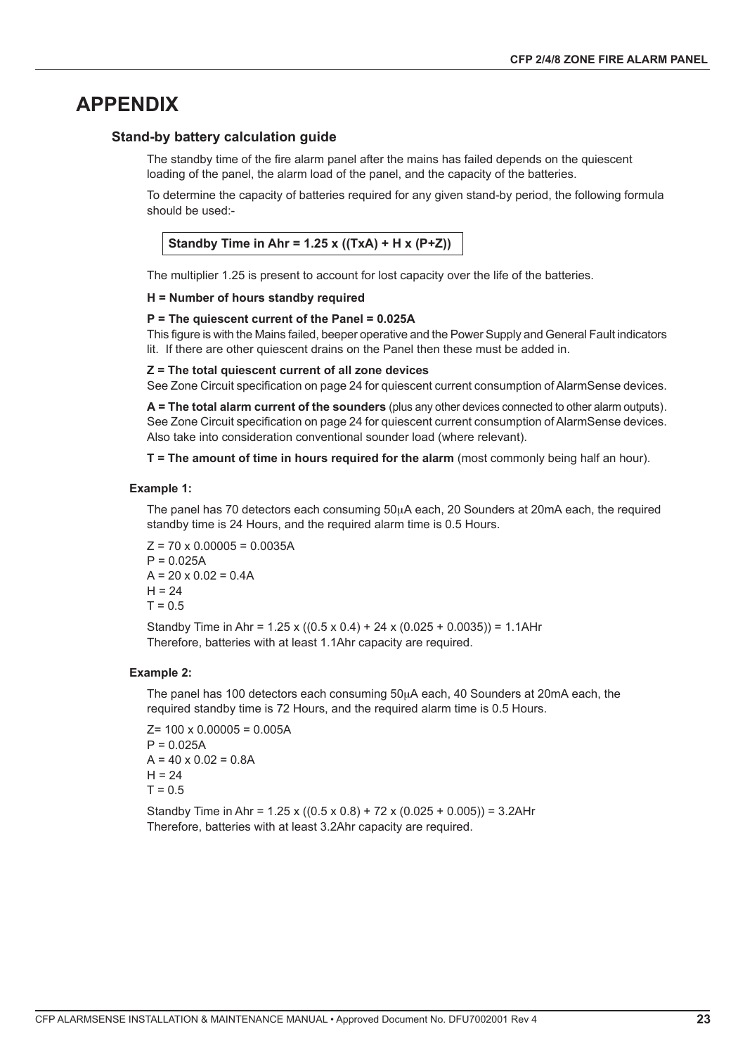# APPENDIX

## Stand-by battery calculation guide

The standby time of the fire alarm panel after the mains has failed depends on the quiescent loading of the panel, the alarm load of the panel, and the capacity of the batteries.

To determine the capacity of batteries required for any given stand-by period, the following formula should be used:-

**Standby Time in Ahr = 1.25 x ((TxA) + H x (P+Z))**

The multiplier 1.25 is present to account for lost capacity over the life of the batteries.

**H = Number of hours standby required**

**P = The quiescent current of the Panel = 0.025A**
This figure is with the Mains failed, beeper operative and the Power Supply and General Fault indicators lit. If there are other quiescent drains on the Panel then these must be added in.

**Z = The total quiescent current of all zone devices**
See Zone Circuit specification on page 24 for quiescent current consumption of AlarmSense devices.

**A = The total alarm current of the sounders** (plus any other devices connected to other alarm outputs). See Zone Circuit specification on page 24 for quiescent current consumption of AlarmSense devices. Also take into consideration conventional sounder load (where relevant).

**T = The amount of time in hours required for the alarm** (most commonly being half an hour).

### Example 1:

The panel has 70 detectors each consuming 50μA each, 20 Sounders at 20mA each, the required standby time is 24 Hours, and the required alarm time is 0.5 Hours.

Z = 70 x 0.00005 = 0.0035A
P = 0.025A
A = 20 x 0.02 = 0.4A
H = 24
T = 0.5

Standby Time in Ahr = 1.25 x ((0.5 x 0.4) + 24 x (0.025 + 0.0035)) = 1.1AHr
Therefore, batteries with at least 1.1Ahr capacity are required.

### Example 2:

The panel has 100 detectors each consuming 50μA each, 40 Sounders at 20mA each, the required standby time is 72 Hours, and the required alarm time is 0.5 Hours.

Z= 100 x 0.00005 = 0.005A
P = 0.025A
A = 40 x 0.02 = 0.8A
H = 24
T = 0.5

Standby Time in Ahr = 1.25 x ((0.5 x 0.8) + 72 x (0.025 + 0.005)) = 3.2AHr
Therefore, batteries with at least 3.2Ahr capacity are required.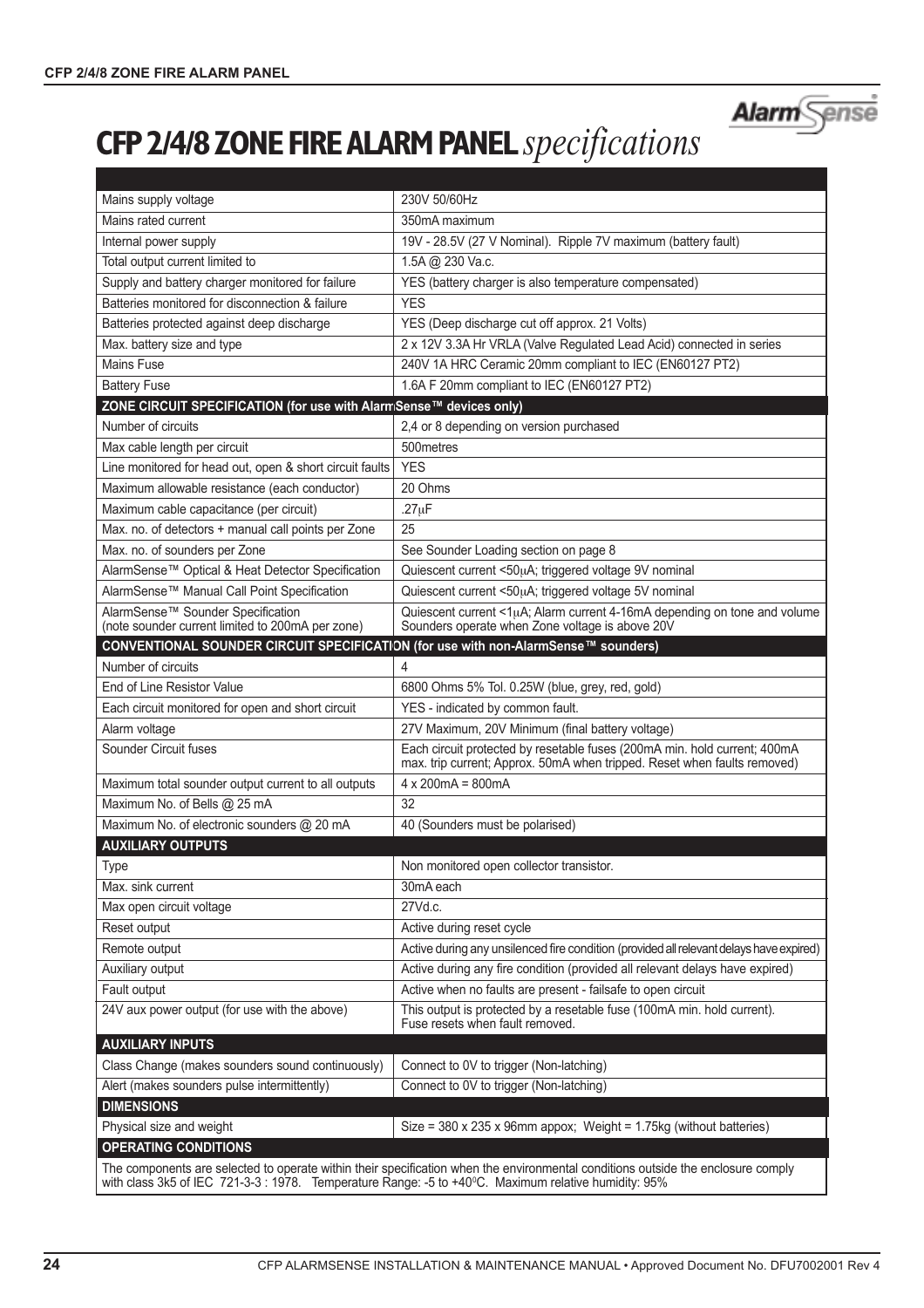# CFP 2/4/8 ZONE FIRE ALARM PANEL *specifications*

| | |
|---|---|
| Mains supply voltage | 230V 50/60Hz |
| Mains rated current | 350mA maximum |
| Internal power supply | 19V - 28.5V (27 V Nominal). Ripple 7V maximum (battery fault) |
| Total output current limited to | 1.5A @ 230 Va.c. |
| Supply and battery charger monitored for failure | YES (battery charger is also temperature compensated) |
| Batteries monitored for disconnection & failure | YES |
| Batteries protected against deep discharge | YES (Deep discharge cut off approx. 21 Volts) |
| Max. battery size and type | 2 x 12V 3.3A Hr VRLA (Valve Regulated Lead Acid) connected in series |
| Mains Fuse | 240V 1A HRC Ceramic 20mm compliant to IEC (EN60127 PT2) |
| Battery Fuse | 1.6A F 20mm compliant to IEC (EN60127 PT2) |
| **ZONE CIRCUIT SPECIFICATION (for use with AlarmSense™ devices only)** | |
| Number of circuits | 2,4 or 8 depending on version purchased |
| Max cable length per circuit | 500metres |
| Line monitored for head out, open & short circuit faults | YES |
| Maximum allowable resistance (each conductor) | 20 Ohms |
| Maximum cable capacitance (per circuit) | .27µF |
| Max. no. of detectors + manual call points per Zone | 25 |
| Max. no. of sounders per Zone | See Sounder Loading section on page 8 |
| AlarmSense™ Optical & Heat Detector Specification | Quiescent current <50µA; triggered voltage 9V nominal |
| AlarmSense™ Manual Call Point Specification | Quiescent current <50µA; triggered voltage 5V nominal |
| AlarmSense™ Sounder Specification (note sounder current limited to 200mA per zone) | Quiescent current <1µA; Alarm current 4-16mA depending on tone and volume Sounders operate when Zone voltage is above 20V |
| **CONVENTIONAL SOUNDER CIRCUIT SPECIFICATION (for use with non-AlarmSense™ sounders)** | |
| Number of circuits | 4 |
| End of Line Resistor Value | 6800 Ohms 5% Tol. 0.25W (blue, grey, red, gold) |
| Each circuit monitored for open and short circuit | YES - indicated by common fault. |
| Alarm voltage | 27V Maximum, 20V Minimum (final battery voltage) |
| Sounder Circuit fuses | Each circuit protected by resetable fuses (200mA min. hold current; 400mA max. trip current; Approx. 50mA when tripped. Reset when faults removed) |
| Maximum total sounder output current to all outputs | 4 x 200mA = 800mA |
| Maximum No. of Bells @ 25 mA | 32 |
| Maximum No. of electronic sounders @ 20 mA | 40 (Sounders must be polarised) |
| **AUXILIARY OUTPUTS** | |
| Type | Non monitored open collector transistor. |
| Max. sink current | 30mA each |
| Max open circuit voltage | 27Vd.c. |
| Reset output | Active during reset cycle |
| Remote output | Active during any unsilenced fire condition (provided all relevant delays have expired) |
| Auxiliary output | Active during any fire condition (provided all relevant delays have expired) |
| Fault output | Active when no faults are present - failsafe to open circuit |
| 24V aux power output (for use with the above) | This output is protected by a resetable fuse (100mA min. hold current). Fuse resets when fault removed. |
| **AUXILIARY INPUTS** | |
| Class Change (makes sounders sound continuously) | Connect to 0V to trigger (Non-latching) |
| Alert (makes sounders pulse intermittently) | Connect to 0V to trigger (Non-latching) |
| **DIMENSIONS** | |
| Physical size and weight | Size = 380 x 235 x 96mm appox; Weight = 1.75kg (without batteries) |
| **OPERATING CONDITIONS** | |
| The components are selected to operate within their specification when the environmental conditions outside the enclosure comply with class 3k5 of IEC 721-3-3 : 1978. Temperature Range: -5 to +40°C. Maximum relative humidity: 95% | |